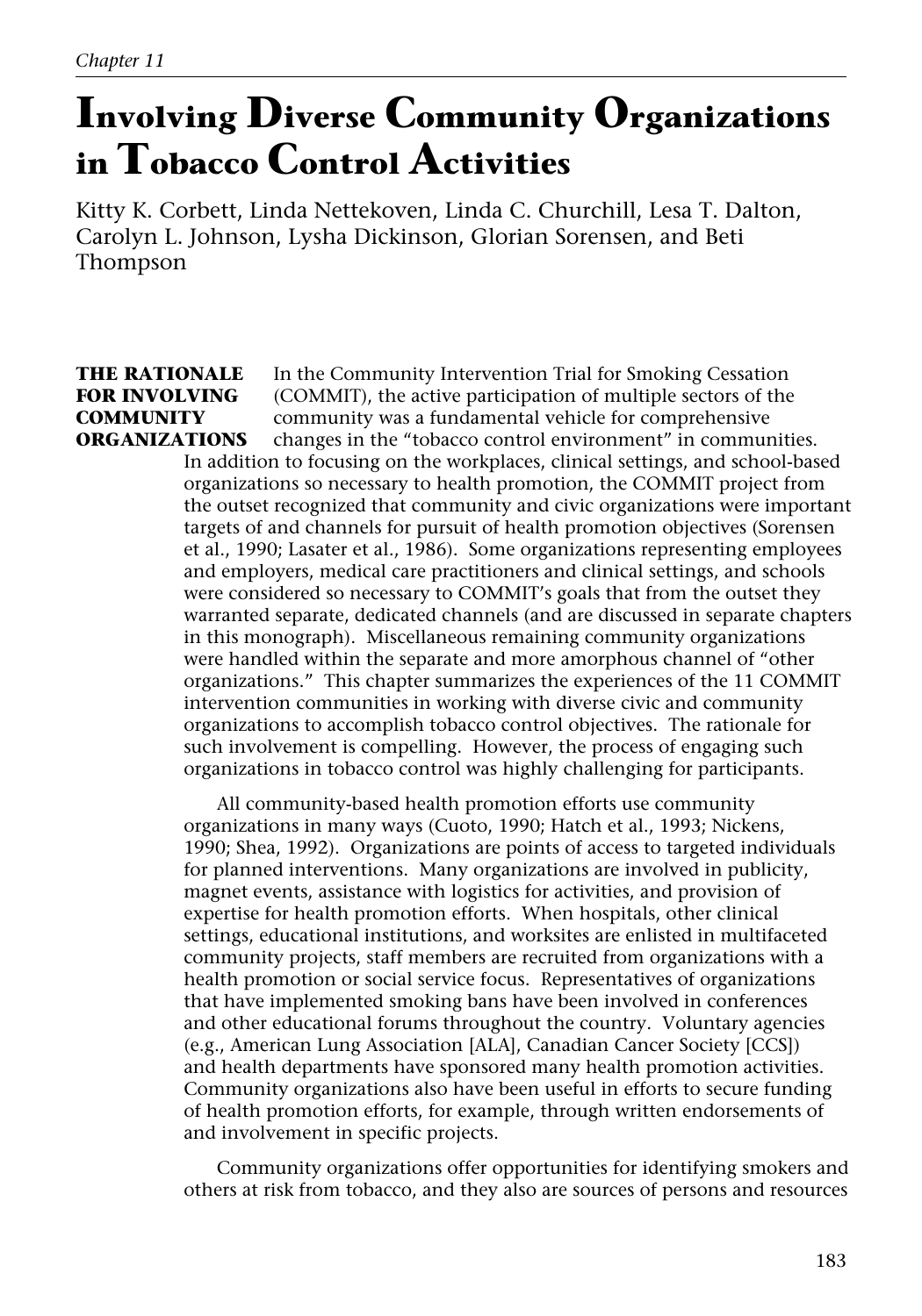*Chapter 11*

# Involving Diverse Community Organizations in Tobacco Control Activities

Kitty K. Corbett, Linda Nettekoven, Linda C. Churchill, Lesa T. Dalton, Carolyn L. Johnson, Lysha Dickinson, Glorian Sorensen, and Beti Thompson

## THE RATIONALE FOR INVOLVING COMMUNITY ORGANIZATIONS

In the Community Intervention Trial for Smoking Cessation (COMMIT), the active participation of multiple sectors of the community was a fundamental vehicle for comprehensive changes in the "tobacco control environment" in communities. In addition to focusing on the workplaces, clinical settings, and school-based organizations so necessary to health promotion, the COMMIT project from the outset recognized that community and civic organizations were important targets of and channels for pursuit of health promotion objectives (Sorensen et al., 1990; Lasater et al., 1986). Some organizations representing employees and employers, medical care practitioners and clinical settings, and schools were considered so necessary to COMMIT's goals that from the outset they warranted separate, dedicated channels (and are discussed in separate chapters in this monograph). Miscellaneous remaining community organizations were handled within the separate and more amorphous channel of "other organizations." This chapter summarizes the experiences of the 11 COMMIT intervention communities in working with diverse civic and community organizations to accomplish tobacco control objectives. The rationale for such involvement is compelling. However, the process of engaging such organizations in tobacco control was highly challenging for participants.

All community-based health promotion efforts use community organizations in many ways (Cuoto, 1990; Hatch et al., 1993; Nickens, 1990; Shea, 1992). Organizations are points of access to targeted individuals for planned interventions. Many organizations are involved in publicity, magnet events, assistance with logistics for activities, and provision of expertise for health promotion efforts. When hospitals, other clinical settings, educational institutions, and worksites are enlisted in multifaceted community projects, staff members are recruited from organizations with a health promotion or social service focus. Representatives of organizations that have implemented smoking bans have been involved in conferences and other educational forums throughout the country. Voluntary agencies (e.g., American Lung Association [ALA], Canadian Cancer Society [CCS]) and health departments have sponsored many health promotion activities. Community organizations also have been useful in efforts to secure funding of health promotion efforts, for example, through written endorsements of and involvement in specific projects.

Community organizations offer opportunities for identifying smokers and others at risk from tobacco, and they also are sources of persons and resources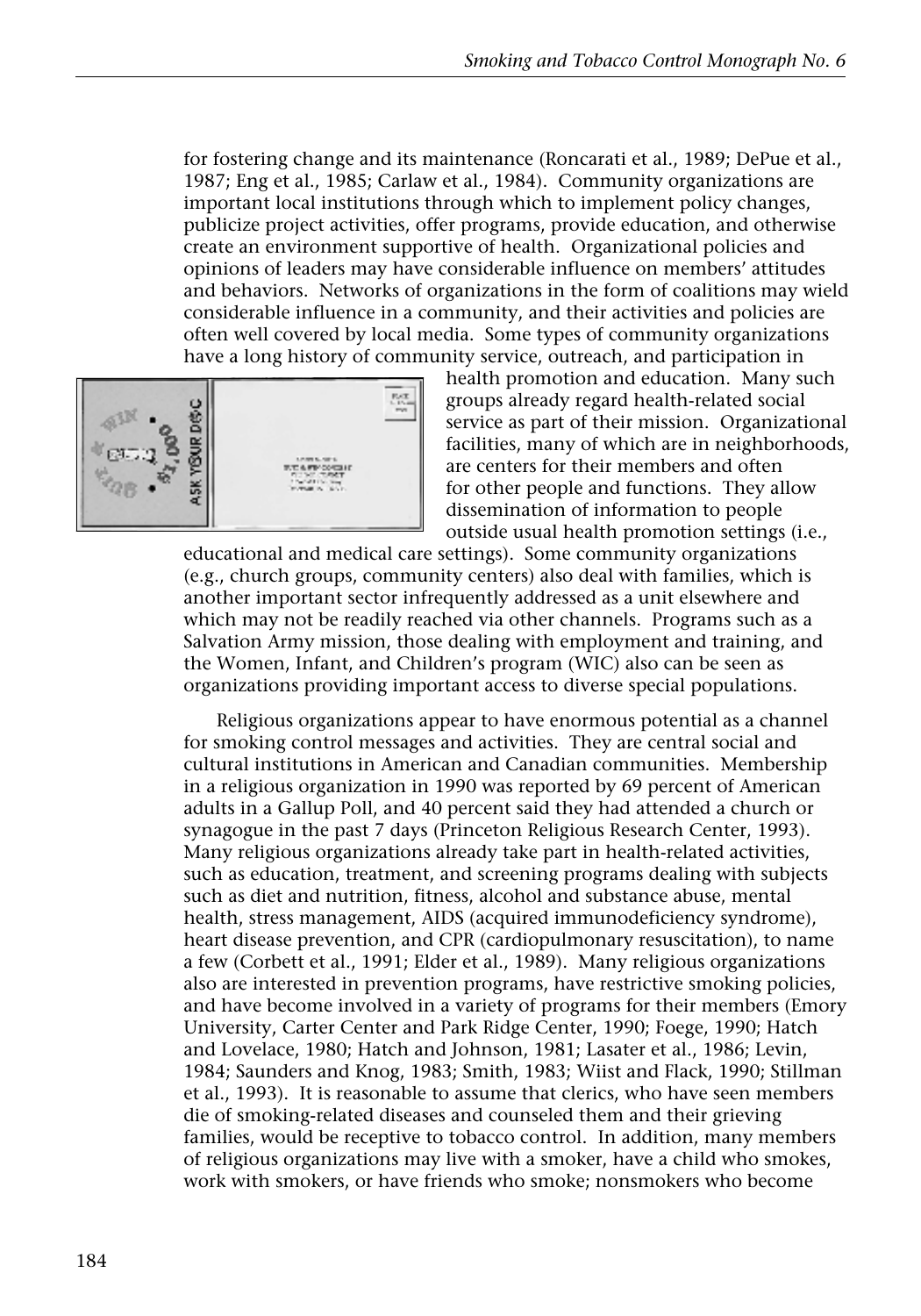for fostering change and its maintenance (Roncarati et al., 1989; DePue et al., 1987; Eng et al., 1985; Carlaw et al., 1984). Community organizations are important local institutions through which to implement policy changes, publicize project activities, offer programs, provide education, and otherwise create an environment supportive of health. Organizational policies and opinions of leaders may have considerable influence on members' attitudes and behaviors. Networks of organizations in the form of coalitions may wield considerable influence in a community, and their activities and policies are often well covered by local media. Some types of community organizations have a long history of community service, outreach, and participation in health promotion and education. Many such groups already regard health-related social service as part of their mission. Organizational facilities, many of which are in neighborhoods, are centers for their members and often for other people and functions. They allow dissemination of information to people outside usual health promotion settings (i.e., educational and medical care settings). Some community organizations (e.g., church groups, community centers) also deal with families, which is another important sector infrequently addressed as a unit elsewhere and which may not be readily reached via other channels. Programs such as a Salvation Army mission, those dealing with employment and training, and the Women, Infant, and Children's program (WIC) also can be seen as organizations providing important access to diverse special populations.

Religious organizations appear to have enormous potential as a channel for smoking control messages and activities. They are central social and cultural institutions in American and Canadian communities. Membership in a religious organization in 1990 was reported by 69 percent of American adults in a Gallup Poll, and 40 percent said they had attended a church or synagogue in the past 7 days (Princeton Religious Research Center, 1993). Many religious organizations already take part in health-related activities, such as education, treatment, and screening programs dealing with subjects such as diet and nutrition, fitness, alcohol and substance abuse, mental health, stress management, AIDS (acquired immunodeficiency syndrome), heart disease prevention, and CPR (cardiopulmonary resuscitation), to name a few (Corbett et al., 1991; Elder et al., 1989). Many religious organizations also are interested in prevention programs, have restrictive smoking policies, and have become involved in a variety of programs for their members (Emory University, Carter Center and Park Ridge Center, 1990; Foege, 1990; Hatch and Lovelace, 1980; Hatch and Johnson, 1981; Lasater et al., 1986; Levin, 1984; Saunders and Knog, 1983; Smith, 1983; Wiist and Flack, 1990; Stillman et al., 1993). It is reasonable to assume that clerics, who have seen members die of smoking-related diseases and counseled them and their grieving families, would be receptive to tobacco control. In addition, many members of religious organizations may live with a smoker, have a child who smokes, work with smokers, or have friends who smoke; nonsmokers who become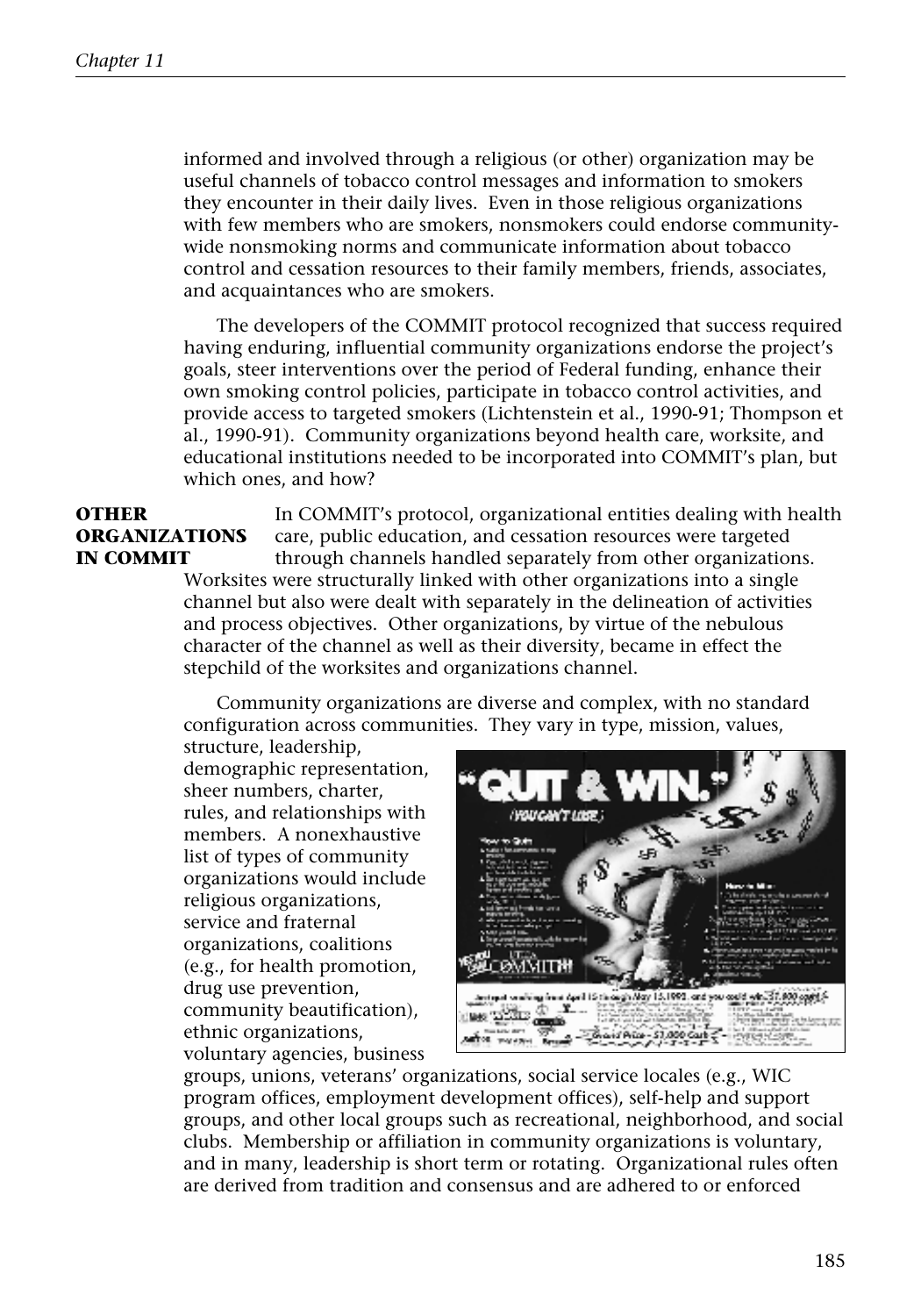informed and involved through a religious (or other) organization may be useful channels of tobacco control messages and information to smokers they encounter in their daily lives. Even in those religious organizations with few members who are smokers, nonsmokers could endorse community-wide nonsmoking norms and communicate information about tobacco control and cessation resources to their family members, friends, associates, and acquaintances who are smokers.

The developers of the COMMIT protocol recognized that success required having enduring, influential community organizations endorse the project's goals, steer interventions over the period of Federal funding, enhance their own smoking control policies, participate in tobacco control activities, and provide access to targeted smokers (Lichtenstein et al., 1990-91; Thompson et al., 1990-91). Community organizations beyond health care, worksite, and educational institutions needed to be incorporated into COMMIT's plan, but which ones, and how?

## OTHER ORGANIZATIONS IN COMMIT

In COMMIT's protocol, organizational entities dealing with health care, public education, and cessation resources were targeted through channels handled separately from other organizations. Worksites were structurally linked with other organizations into a single channel but also were dealt with separately in the delineation of activities and process objectives. Other organizations, by virtue of the nebulous character of the channel as well as their diversity, became in effect the stepchild of the worksites and organizations channel.

Community organizations are diverse and complex, with no standard configuration across communities. They vary in type, mission, values, structure, leadership, demographic representation, sheer numbers, charter, rules, and relationships with members. A nonexhaustive list of types of community organizations would include religious organizations, service and fraternal organizations, coalitions (e.g., for health promotion, drug use prevention, community beautification), ethnic organizations, voluntary agencies, business groups, unions, veterans' organizations, social service locales (e.g., WIC program offices, employment development offices), self-help and support groups, and other local groups such as recreational, neighborhood, and social clubs. Membership or affiliation in community organizations is voluntary, and in many, leadership is short term or rotating. Organizational rules often are derived from tradition and consensus and are adhered to or enforced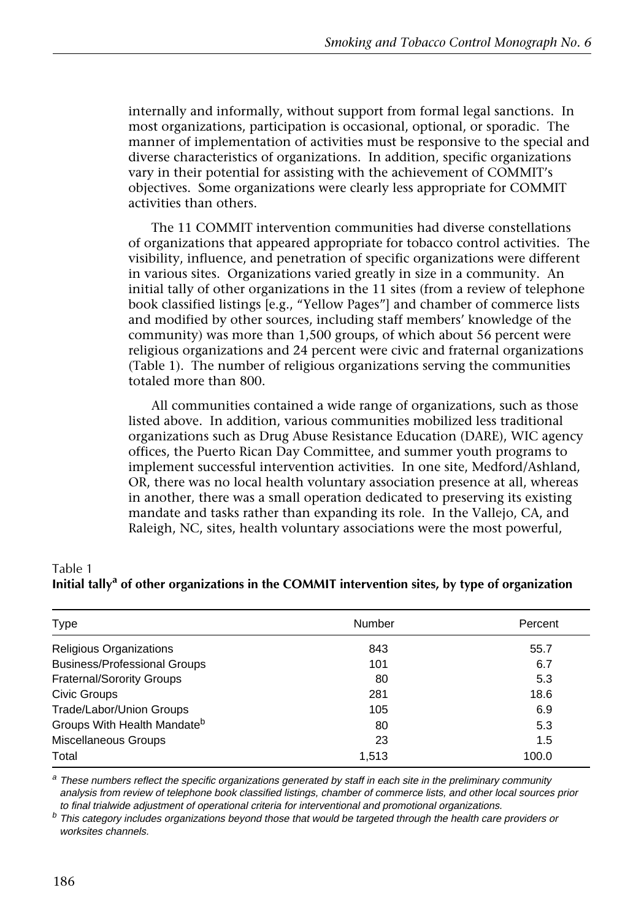internally and informally, without support from formal legal sanctions. In most organizations, participation is occasional, optional, or sporadic. The manner of implementation of activities must be responsive to the special and diverse characteristics of organizations. In addition, specific organizations vary in their potential for assisting with the achievement of COMMIT's objectives. Some organizations were clearly less appropriate for COMMIT activities than others.

The 11 COMMIT intervention communities had diverse constellations of organizations that appeared appropriate for tobacco control activities. The visibility, influence, and penetration of specific organizations were different in various sites. Organizations varied greatly in size in a community. An initial tally of other organizations in the 11 sites (from a review of telephone book classified listings [e.g., "Yellow Pages"] and chamber of commerce lists and modified by other sources, including staff members' knowledge of the community) was more than 1,500 groups, of which about 56 percent were religious organizations and 24 percent were civic and fraternal organizations (Table 1). The number of religious organizations serving the communities totaled more than 800.

All communities contained a wide range of organizations, such as those listed above. In addition, various communities mobilized less traditional organizations such as Drug Abuse Resistance Education (DARE), WIC agency offices, the Puerto Rican Day Committee, and summer youth programs to implement successful intervention activities. In one site, Medford/Ashland, OR, there was no local health voluntary association presence at all, whereas in another, there was a small operation dedicated to preserving its existing mandate and tasks rather than expanding its role. In the Vallejo, CA, and Raleigh, NC, sites, health voluntary associations were the most powerful,

Table 1
**Initial tally[a] of other organizations in the COMMIT intervention sites, by type of organization**

| Type | Number | Percent |
|---|---|---|
| Religious Organizations | 843 | 55.7 |
| Business/Professional Groups | 101 | 6.7 |
| Fraternal/Sorority Groups | 80 | 5.3 |
| Civic Groups | 281 | 18.6 |
| Trade/Labor/Union Groups | 105 | 6.9 |
| Groups With Health Mandate[b] | 80 | 5.3 |
| Miscellaneous Groups | 23 | 1.5 |
| Total | 1,513 | 100.0 |

[a] *These numbers reflect the specific organizations generated by staff in each site in the preliminary community analysis from review of telephone book classified listings, chamber of commerce lists, and other local sources prior to final trialwide adjustment of operational criteria for interventional and promotional organizations.*

[b] *This category includes organizations beyond those that would be targeted through the health care providers or worksites channels.*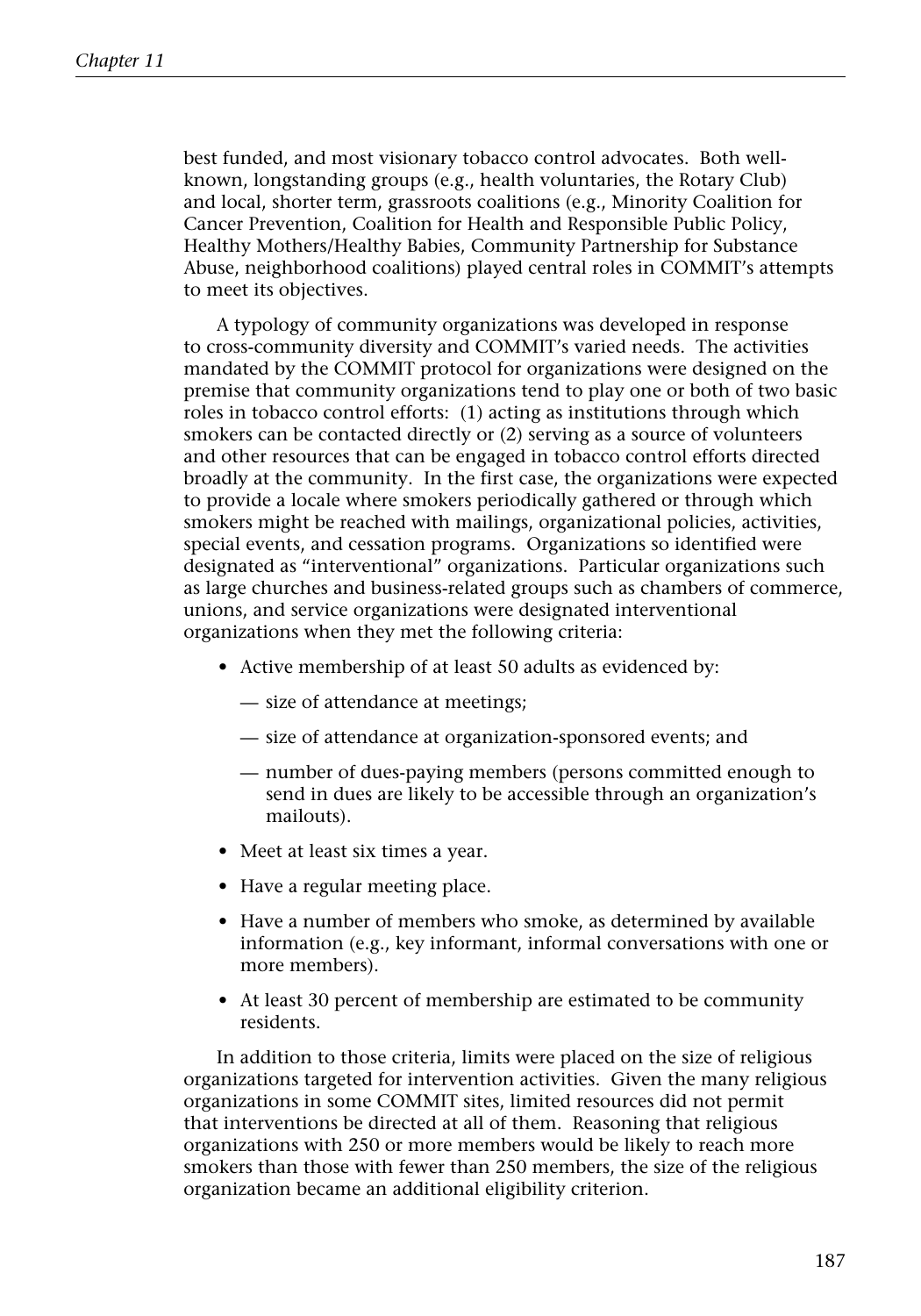best funded, and most visionary tobacco control advocates. Both well-known, longstanding groups (e.g., health voluntaries, the Rotary Club) and local, shorter term, grassroots coalitions (e.g., Minority Coalition for Cancer Prevention, Coalition for Health and Responsible Public Policy, Healthy Mothers/Healthy Babies, Community Partnership for Substance Abuse, neighborhood coalitions) played central roles in COMMIT's attempts to meet its objectives.

A typology of community organizations was developed in response to cross-community diversity and COMMIT's varied needs. The activities mandated by the COMMIT protocol for organizations were designed on the premise that community organizations tend to play one or both of two basic roles in tobacco control efforts: (1) acting as institutions through which smokers can be contacted directly or (2) serving as a source of volunteers and other resources that can be engaged in tobacco control efforts directed broadly at the community. In the first case, the organizations were expected to provide a locale where smokers periodically gathered or through which smokers might be reached with mailings, organizational policies, activities, special events, and cessation programs. Organizations so identified were designated as "interventional" organizations. Particular organizations such as large churches and business-related groups such as chambers of commerce, unions, and service organizations were designated interventional organizations when they met the following criteria:

- Active membership of at least 50 adults as evidenced by:
  - — size of attendance at meetings;
  - — size of attendance at organization-sponsored events; and
  - — number of dues-paying members (persons committed enough to send in dues are likely to be accessible through an organization's mailouts).
- Meet at least six times a year.
- Have a regular meeting place.
- Have a number of members who smoke, as determined by available information (e.g., key informant, informal conversations with one or more members).
- At least 30 percent of membership are estimated to be community residents.

In addition to those criteria, limits were placed on the size of religious organizations targeted for intervention activities. Given the many religious organizations in some COMMIT sites, limited resources did not permit that interventions be directed at all of them. Reasoning that religious organizations with 250 or more members would be likely to reach more smokers than those with fewer than 250 members, the size of the religious organization became an additional eligibility criterion.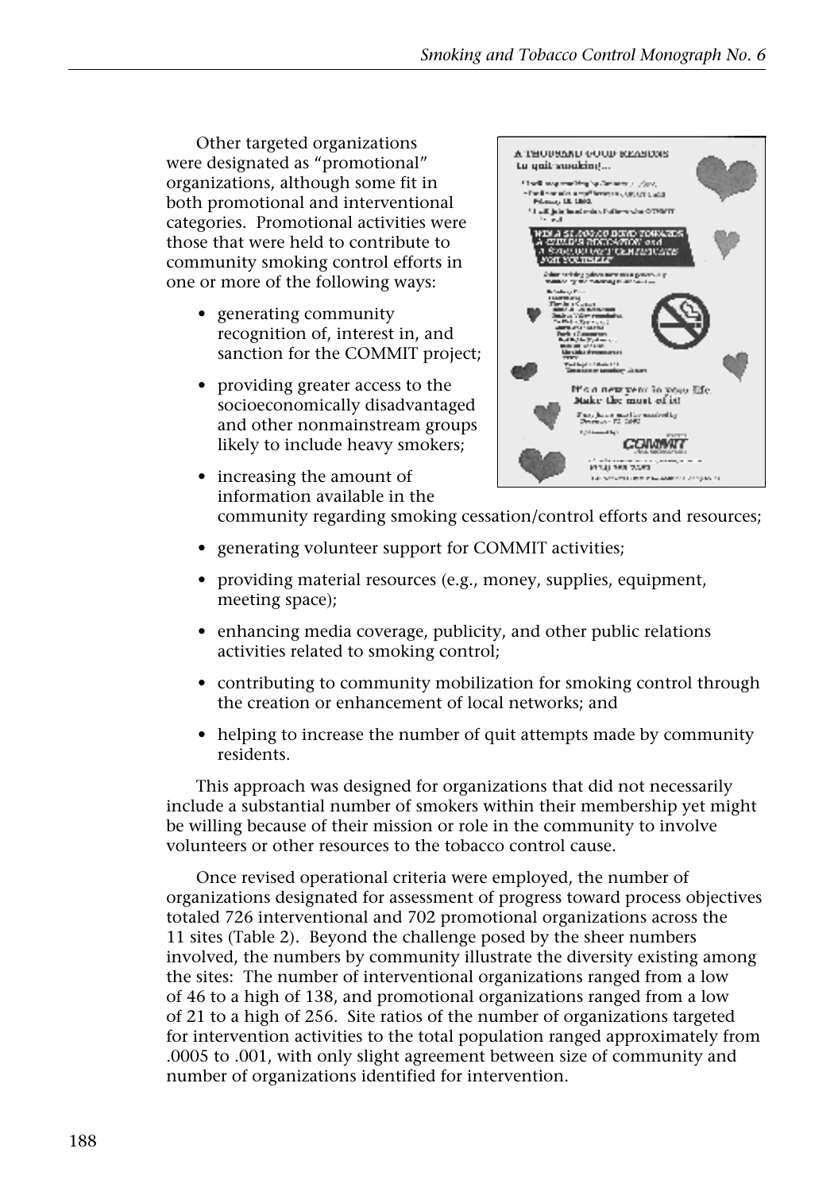Other targeted organizations were designated as "promotional" organizations, although some fit in both promotional and interventional categories. Promotional activities were those that were held to contribute to community smoking control efforts in one or more of the following ways:

- generating community recognition of, interest in, and sanction for the COMMIT project;
- providing greater access to the socioeconomically disadvantaged and other nonmainstream groups likely to include heavy smokers;
- increasing the amount of information available in the community regarding smoking cessation/control efforts and resources;
- generating volunteer support for COMMIT activities;
- providing material resources (e.g., money, supplies, equipment, meeting space);
- enhancing media coverage, publicity, and other public relations activities related to smoking control;
- contributing to community mobilization for smoking control through the creation or enhancement of local networks; and
- helping to increase the number of quit attempts made by community residents.

This approach was designed for organizations that did not necessarily include a substantial number of smokers within their membership yet might be willing because of their mission or role in the community to involve volunteers or other resources to the tobacco control cause.

Once revised operational criteria were employed, the number of organizations designated for assessment of progress toward process objectives totaled 726 interventional and 702 promotional organizations across the 11 sites (Table 2). Beyond the challenge posed by the sheer numbers involved, the numbers by community illustrate the diversity existing among the sites: The number of interventional organizations ranged from a low of 46 to a high of 138, and promotional organizations ranged from a low of 21 to a high of 256. Site ratios of the number of organizations targeted for intervention activities to the total population ranged approximately from .0005 to .001, with only slight agreement between size of community and number of organizations identified for intervention.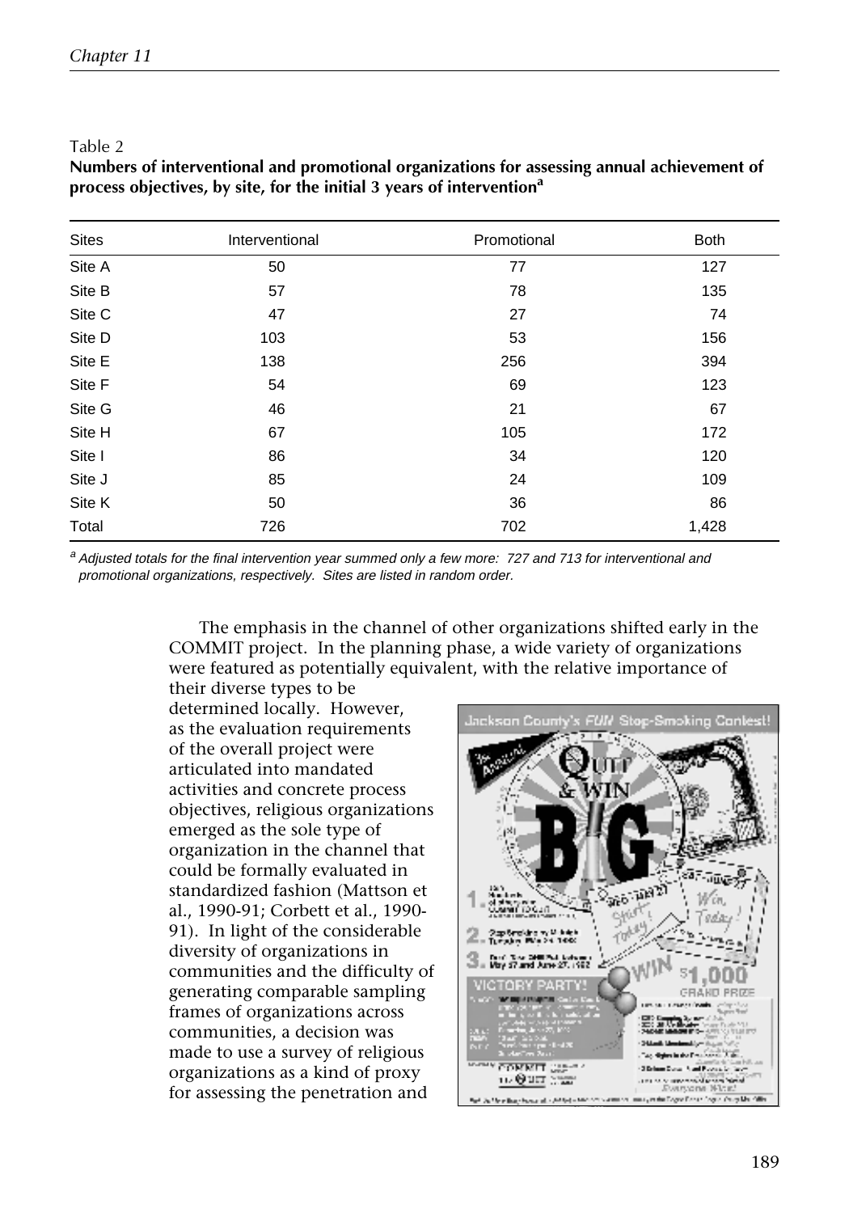Table 2

**Numbers of interventional and promotional organizations for assessing annual achievement of process objectives, by site, for the initial 3 years of intervention[a]**

| Sites | Interventional | Promotional | Both |
|---|---|---|---|
| Site A | 50 | 77 | 127 |
| Site B | 57 | 78 | 135 |
| Site C | 47 | 27 | 74 |
| Site D | 103 | 53 | 156 |
| Site E | 138 | 256 | 394 |
| Site F | 54 | 69 | 123 |
| Site G | 46 | 21 | 67 |
| Site H | 67 | 105 | 172 |
| Site I | 86 | 34 | 120 |
| Site J | 85 | 24 | 109 |
| Site K | 50 | 36 | 86 |
| Total | 726 | 702 | 1,428 |

[a] *Adjusted totals for the final intervention year summed only a few more: 727 and 713 for interventional and promotional organizations, respectively. Sites are listed in random order.*

The emphasis in the channel of other organizations shifted early in the COMMIT project. In the planning phase, a wide variety of organizations were featured as potentially equivalent, with the relative importance of their diverse types to be determined locally. However, as the evaluation requirements of the overall project were articulated into mandated activities and concrete process objectives, religious organizations emerged as the sole type of organization in the channel that could be formally evaluated in standardized fashion (Mattson et al., 1990-91; Corbett et al., 1990-91). In light of the considerable diversity of organizations in communities and the difficulty of generating comparable sampling frames of organizations across communities, a decision was made to use a survey of religious organizations as a kind of proxy for assessing the penetration and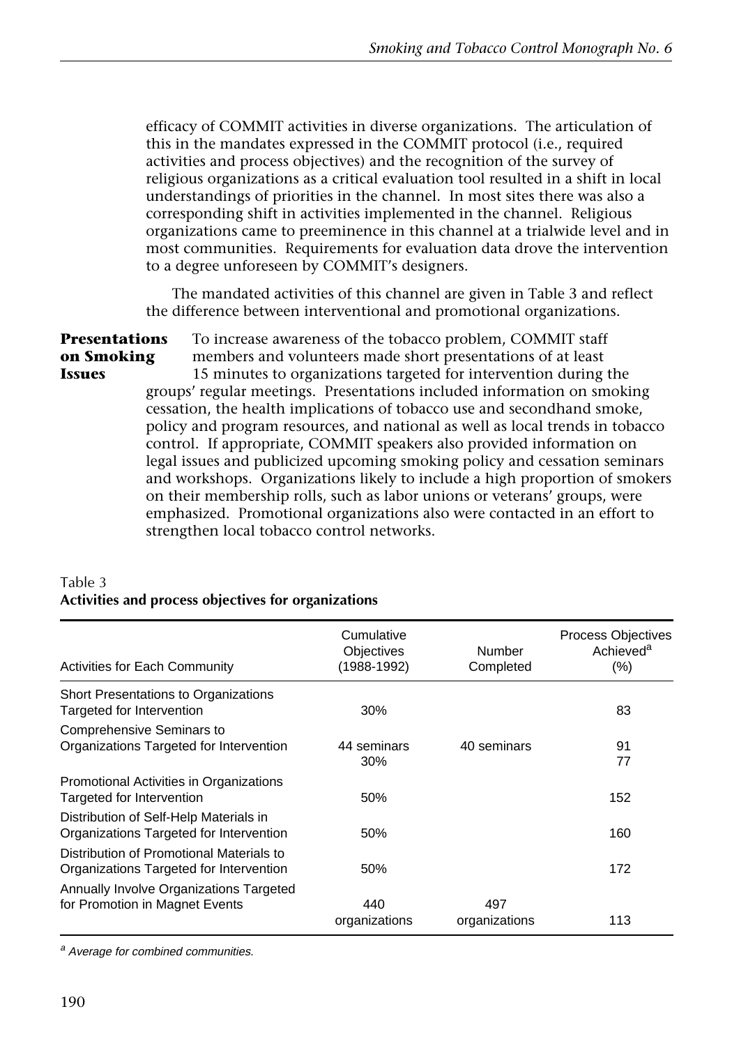efficacy of COMMIT activities in diverse organizations. The articulation of this in the mandates expressed in the COMMIT protocol (i.e., required activities and process objectives) and the recognition of the survey of religious organizations as a critical evaluation tool resulted in a shift in local understandings of priorities in the channel. In most sites there was also a corresponding shift in activities implemented in the channel. Religious organizations came to preeminence in this channel at a trialwide level and in most communities. Requirements for evaluation data drove the intervention to a degree unforeseen by COMMIT's designers.

The mandated activities of this channel are given in Table 3 and reflect the difference between interventional and promotional organizations.

**Presentations on Smoking Issues**

To increase awareness of the tobacco problem, COMMIT staff members and volunteers made short presentations of at least 15 minutes to organizations targeted for intervention during the groups' regular meetings. Presentations included information on smoking cessation, the health implications of tobacco use and secondhand smoke, policy and program resources, and national as well as local trends in tobacco control. If appropriate, COMMIT speakers also provided information on legal issues and publicized upcoming smoking policy and cessation seminars and workshops. Organizations likely to include a high proportion of smokers on their membership rolls, such as labor unions or veterans' groups, were emphasized. Promotional organizations also were contacted in an effort to strengthen local tobacco control networks.

Table 3
**Activities and process objectives for organizations**

| Activities for Each Community | Cumulative Objectives (1988-1992) | Number Completed | Process Objectives Achieved[a] (%) |
|---|---|---|---|
| Short Presentations to Organizations Targeted for Intervention | 30% | | 83 |
| Comprehensive Seminars to Organizations Targeted for Intervention | 44 seminars<br>30% | 40 seminars | 91<br>77 |
| Promotional Activities in Organizations Targeted for Intervention | 50% | | 152 |
| Distribution of Self-Help Materials in Organizations Targeted for Intervention | 50% | | 160 |
| Distribution of Promotional Materials to Organizations Targeted for Intervention | 50% | | 172 |
| Annually Involve Organizations Targeted for Promotion in Magnet Events | 440 organizations | 497 organizations | 113 |

[a] *Average for combined communities.*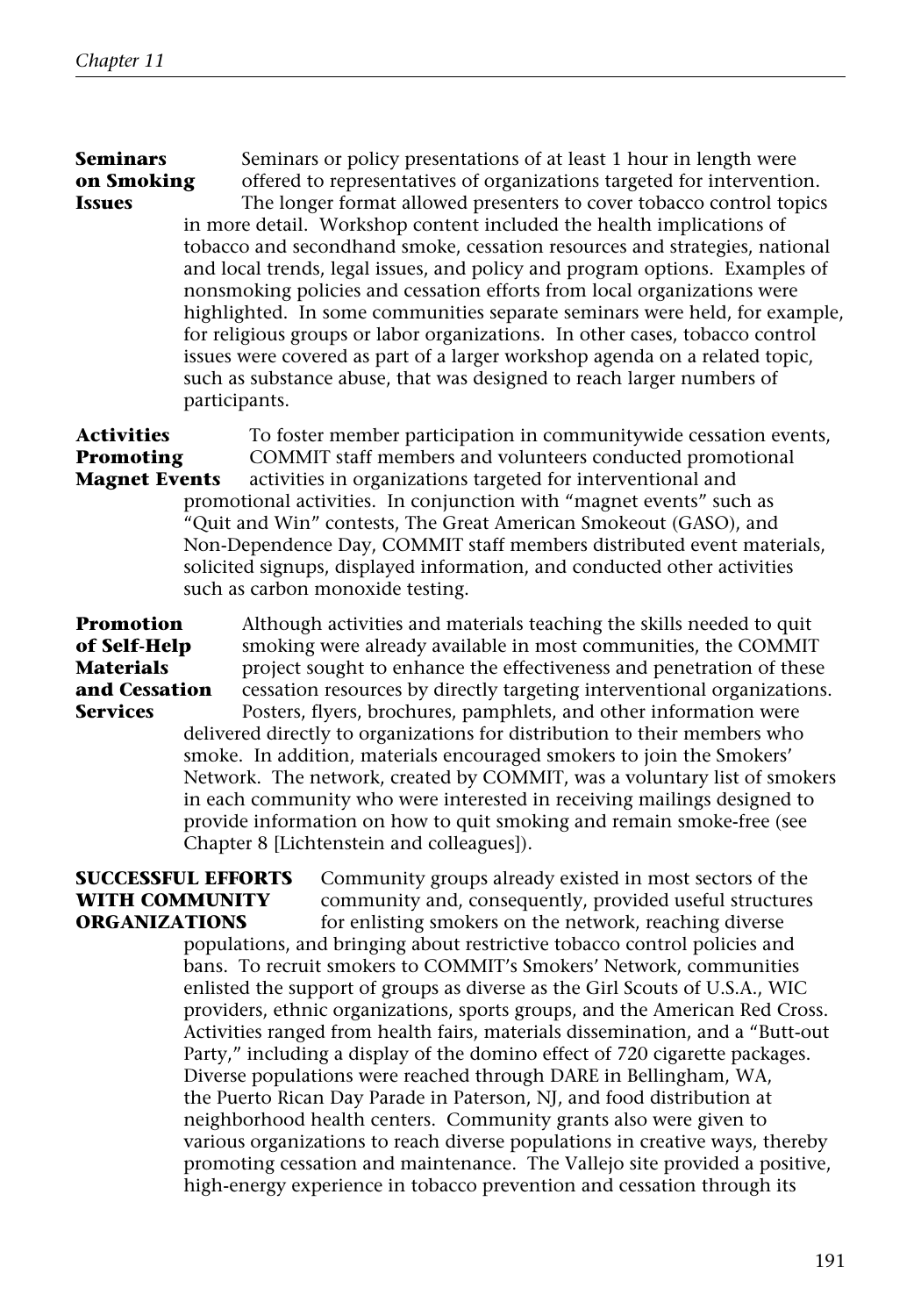### Seminars on Smoking Issues

Seminars or policy presentations of at least 1 hour in length were offered to representatives of organizations targeted for intervention. The longer format allowed presenters to cover tobacco control topics in more detail. Workshop content included the health implications of tobacco and secondhand smoke, cessation resources and strategies, national and local trends, legal issues, and policy and program options. Examples of nonsmoking policies and cessation efforts from local organizations were highlighted. In some communities separate seminars were held, for example, for religious groups or labor organizations. In other cases, tobacco control issues were covered as part of a larger workshop agenda on a related topic, such as substance abuse, that was designed to reach larger numbers of participants.

### Activities Promoting Magnet Events

To foster member participation in communitywide cessation events, COMMIT staff members and volunteers conducted promotional activities in organizations targeted for interventional and promotional activities. In conjunction with "magnet events" such as "Quit and Win" contests, The Great American Smokeout (GASO), and Non-Dependence Day, COMMIT staff members distributed event materials, solicited signups, displayed information, and conducted other activities such as carbon monoxide testing.

### Promotion of Self-Help Materials and Cessation Services

Although activities and materials teaching the skills needed to quit smoking were already available in most communities, the COMMIT project sought to enhance the effectiveness and penetration of these cessation resources by directly targeting interventional organizations. Posters, flyers, brochures, pamphlets, and other information were delivered directly to organizations for distribution to their members who smoke. In addition, materials encouraged smokers to join the Smokers' Network. The network, created by COMMIT, was a voluntary list of smokers in each community who were interested in receiving mailings designed to provide information on how to quit smoking and remain smoke-free (see Chapter 8 [Lichtenstein and colleagues]).

## SUCCESSFUL EFFORTS WITH COMMUNITY ORGANIZATIONS

Community groups already existed in most sectors of the community and, consequently, provided useful structures for enlisting smokers on the network, reaching diverse populations, and bringing about restrictive tobacco control policies and bans. To recruit smokers to COMMIT's Smokers' Network, communities enlisted the support of groups as diverse as the Girl Scouts of U.S.A., WIC providers, ethnic organizations, sports groups, and the American Red Cross. Activities ranged from health fairs, materials dissemination, and a "Butt-out Party," including a display of the domino effect of 720 cigarette packages. Diverse populations were reached through DARE in Bellingham, WA, the Puerto Rican Day Parade in Paterson, NJ, and food distribution at neighborhood health centers. Community grants also were given to various organizations to reach diverse populations in creative ways, thereby promoting cessation and maintenance. The Vallejo site provided a positive, high-energy experience in tobacco prevention and cessation through its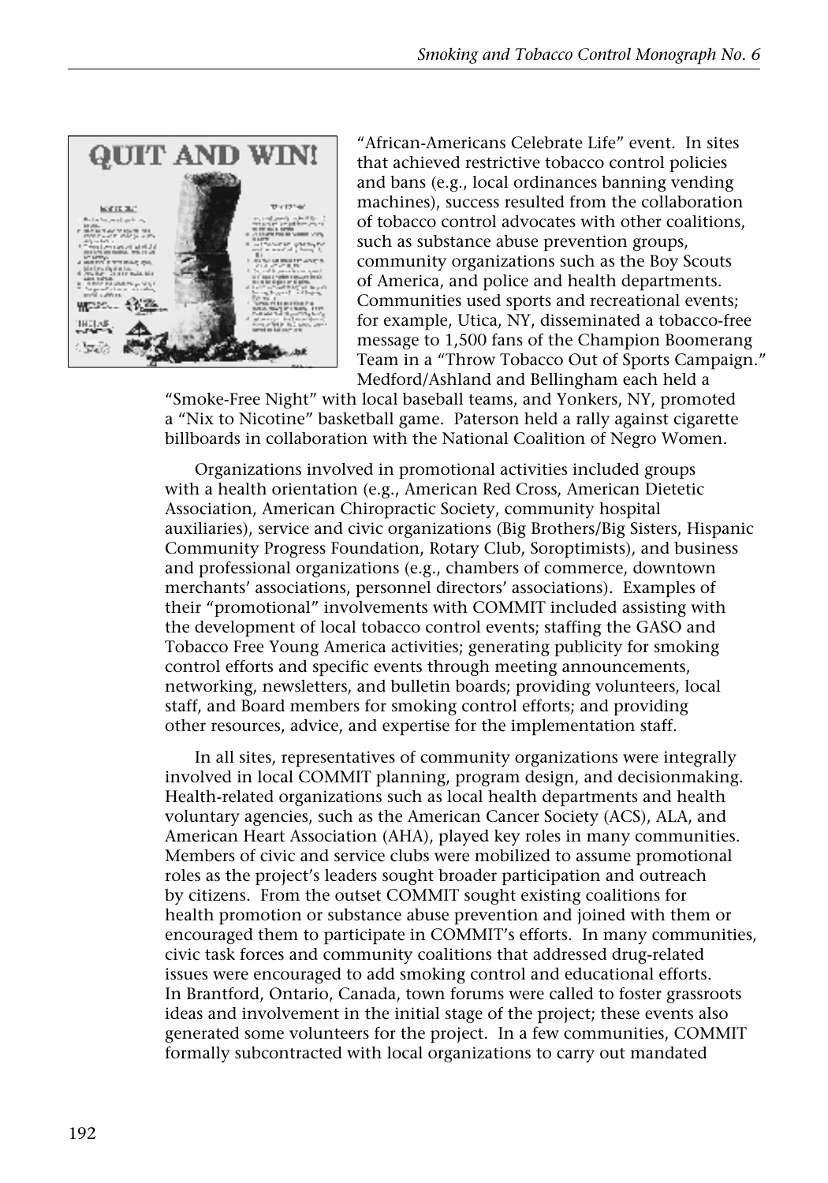"African-Americans Celebrate Life" event. In sites that achieved restrictive tobacco control policies and bans (e.g., local ordinances banning vending machines), success resulted from the collaboration of tobacco control advocates with other coalitions, such as substance abuse prevention groups, community organizations such as the Boy Scouts of America, and police and health departments. Communities used sports and recreational events; for example, Utica, NY, disseminated a tobacco-free message to 1,500 fans of the Champion Boomerang Team in a "Throw Tobacco Out of Sports Campaign." Medford/Ashland and Bellingham each held a "Smoke-Free Night" with local baseball teams, and Yonkers, NY, promoted a "Nix to Nicotine" basketball game. Paterson held a rally against cigarette billboards in collaboration with the National Coalition of Negro Women.

Organizations involved in promotional activities included groups with a health orientation (e.g., American Red Cross, American Dietetic Association, American Chiropractic Society, community hospital auxiliaries), service and civic organizations (Big Brothers/Big Sisters, Hispanic Community Progress Foundation, Rotary Club, Soroptimists), and business and professional organizations (e.g., chambers of commerce, downtown merchants' associations, personnel directors' associations). Examples of their "promotional" involvements with COMMIT included assisting with the development of local tobacco control events; staffing the GASO and Tobacco Free Young America activities; generating publicity for smoking control efforts and specific events through meeting announcements, networking, newsletters, and bulletin boards; providing volunteers, local staff, and Board members for smoking control efforts; and providing other resources, advice, and expertise for the implementation staff.

In all sites, representatives of community organizations were integrally involved in local COMMIT planning, program design, and decisionmaking. Health-related organizations such as local health departments and health voluntary agencies, such as the American Cancer Society (ACS), ALA, and American Heart Association (AHA), played key roles in many communities. Members of civic and service clubs were mobilized to assume promotional roles as the project's leaders sought broader participation and outreach by citizens. From the outset COMMIT sought existing coalitions for health promotion or substance abuse prevention and joined with them or encouraged them to participate in COMMIT's efforts. In many communities, civic task forces and community coalitions that addressed drug-related issues were encouraged to add smoking control and educational efforts. In Brantford, Ontario, Canada, town forums were called to foster grassroots ideas and involvement in the initial stage of the project; these events also generated some volunteers for the project. In a few communities, COMMIT formally subcontracted with local organizations to carry out mandated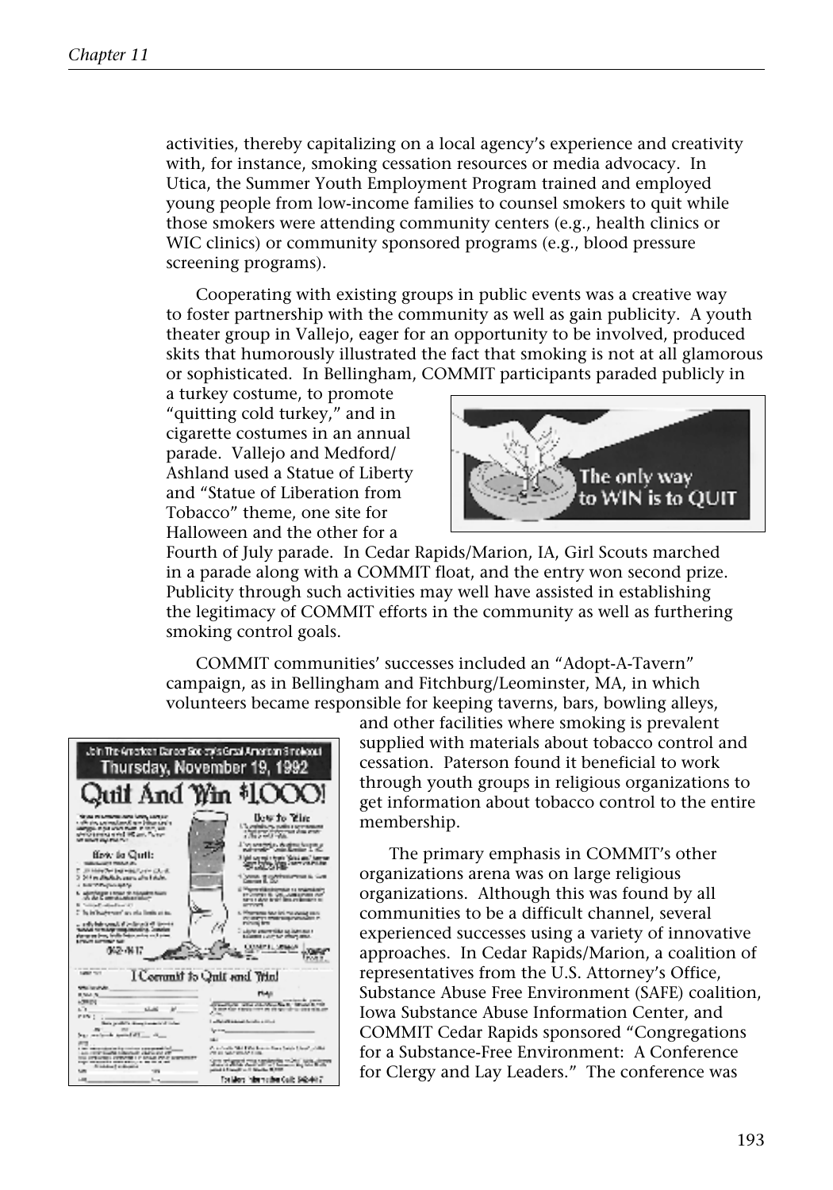activities, thereby capitalizing on a local agency's experience and creativity with, for instance, smoking cessation resources or media advocacy. In Utica, the Summer Youth Employment Program trained and employed young people from low-income families to counsel smokers to quit while those smokers were attending community centers (e.g., health clinics or WIC clinics) or community sponsored programs (e.g., blood pressure screening programs).

Cooperating with existing groups in public events was a creative way to foster partnership with the community as well as gain publicity. A youth theater group in Vallejo, eager for an opportunity to be involved, produced skits that humorously illustrated the fact that smoking is not at all glamorous or sophisticated. In Bellingham, COMMIT participants paraded publicly in a turkey costume, to promote "quitting cold turkey," and in cigarette costumes in an annual parade. Vallejo and Medford/Ashland used a Statue of Liberty and "Statue of Liberation from Tobacco" theme, one site for Halloween and the other for a Fourth of July parade. In Cedar Rapids/Marion, IA, Girl Scouts marched in a parade along with a COMMIT float, and the entry won second prize. Publicity through such activities may well have assisted in establishing the legitimacy of COMMIT efforts in the community as well as furthering smoking control goals.

COMMIT communities' successes included an "Adopt-A-Tavern" campaign, as in Bellingham and Fitchburg/Leominster, MA, in which volunteers became responsible for keeping taverns, bars, bowling alleys, and other facilities where smoking is prevalent supplied with materials about tobacco control and cessation. Paterson found it beneficial to work through youth groups in religious organizations to get information about tobacco control to the entire membership.

The primary emphasis in COMMIT's other organizations arena was on large religious organizations. Although this was found by all communities to be a difficult channel, several experienced successes using a variety of innovative approaches. In Cedar Rapids/Marion, a coalition of representatives from the U.S. Attorney's Office, Substance Abuse Free Environment (SAFE) coalition, Iowa Substance Abuse Information Center, and COMMIT Cedar Rapids sponsored "Congregations for a Substance-Free Environment: A Conference for Clergy and Lay Leaders." The conference was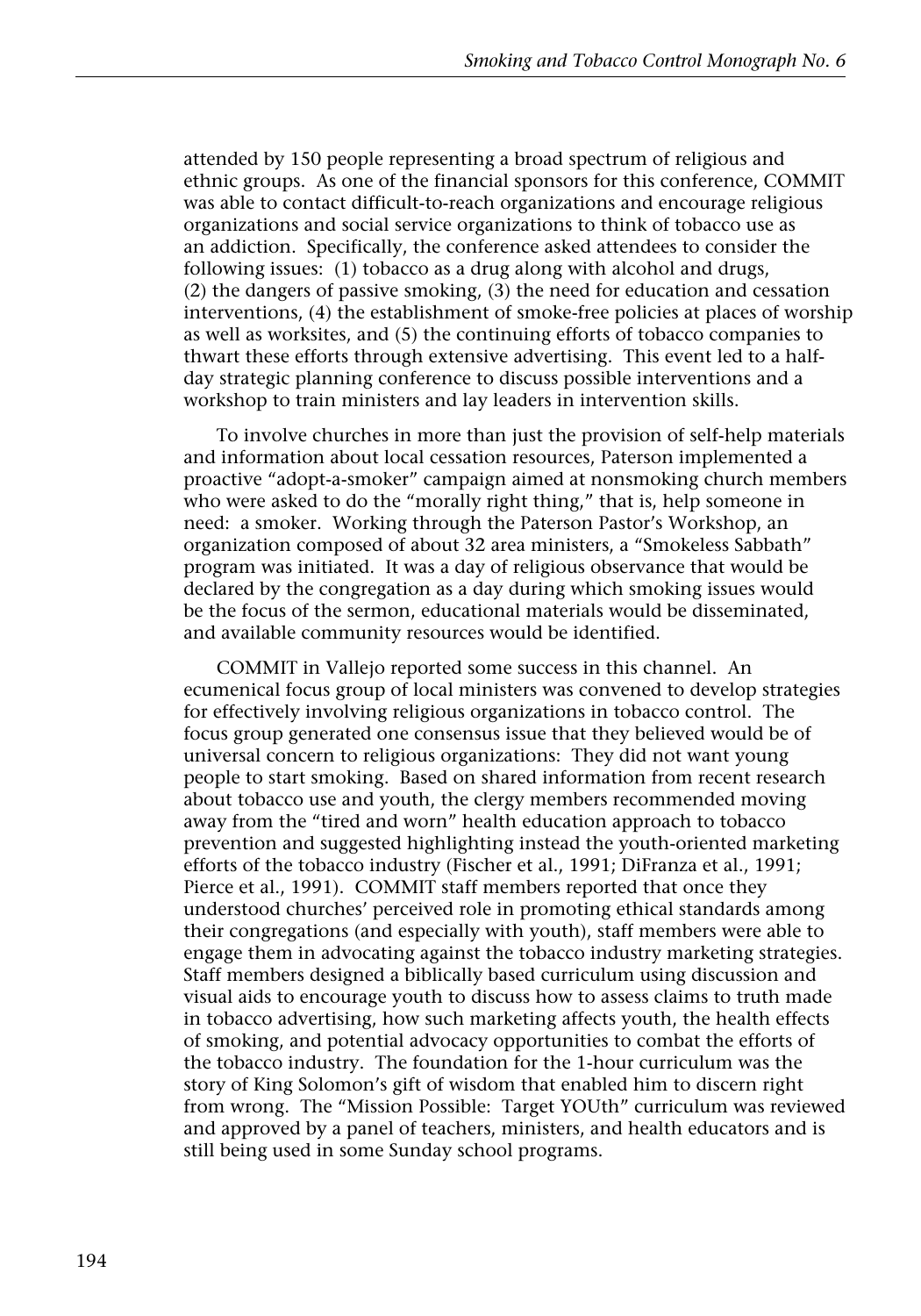attended by 150 people representing a broad spectrum of religious and ethnic groups. As one of the financial sponsors for this conference, COMMIT was able to contact difficult-to-reach organizations and encourage religious organizations and social service organizations to think of tobacco use as an addiction. Specifically, the conference asked attendees to consider the following issues: (1) tobacco as a drug along with alcohol and drugs, (2) the dangers of passive smoking, (3) the need for education and cessation interventions, (4) the establishment of smoke-free policies at places of worship as well as worksites, and (5) the continuing efforts of tobacco companies to thwart these efforts through extensive advertising. This event led to a half-day strategic planning conference to discuss possible interventions and a workshop to train ministers and lay leaders in intervention skills.

To involve churches in more than just the provision of self-help materials and information about local cessation resources, Paterson implemented a proactive "adopt-a-smoker" campaign aimed at nonsmoking church members who were asked to do the "morally right thing," that is, help someone in need: a smoker. Working through the Paterson Pastor's Workshop, an organization composed of about 32 area ministers, a "Smokeless Sabbath" program was initiated. It was a day of religious observance that would be declared by the congregation as a day during which smoking issues would be the focus of the sermon, educational materials would be disseminated, and available community resources would be identified.

COMMIT in Vallejo reported some success in this channel. An ecumenical focus group of local ministers was convened to develop strategies for effectively involving religious organizations in tobacco control. The focus group generated one consensus issue that they believed would be of universal concern to religious organizations: They did not want young people to start smoking. Based on shared information from recent research about tobacco use and youth, the clergy members recommended moving away from the "tired and worn" health education approach to tobacco prevention and suggested highlighting instead the youth-oriented marketing efforts of the tobacco industry (Fischer et al., 1991; DiFranza et al., 1991; Pierce et al., 1991). COMMIT staff members reported that once they understood churches' perceived role in promoting ethical standards among their congregations (and especially with youth), staff members were able to engage them in advocating against the tobacco industry marketing strategies. Staff members designed a biblically based curriculum using discussion and visual aids to encourage youth to discuss how to assess claims to truth made in tobacco advertising, how such marketing affects youth, the health effects of smoking, and potential advocacy opportunities to combat the efforts of the tobacco industry. The foundation for the 1-hour curriculum was the story of King Solomon's gift of wisdom that enabled him to discern right from wrong. The "Mission Possible: Target YOUth" curriculum was reviewed and approved by a panel of teachers, ministers, and health educators and is still being used in some Sunday school programs.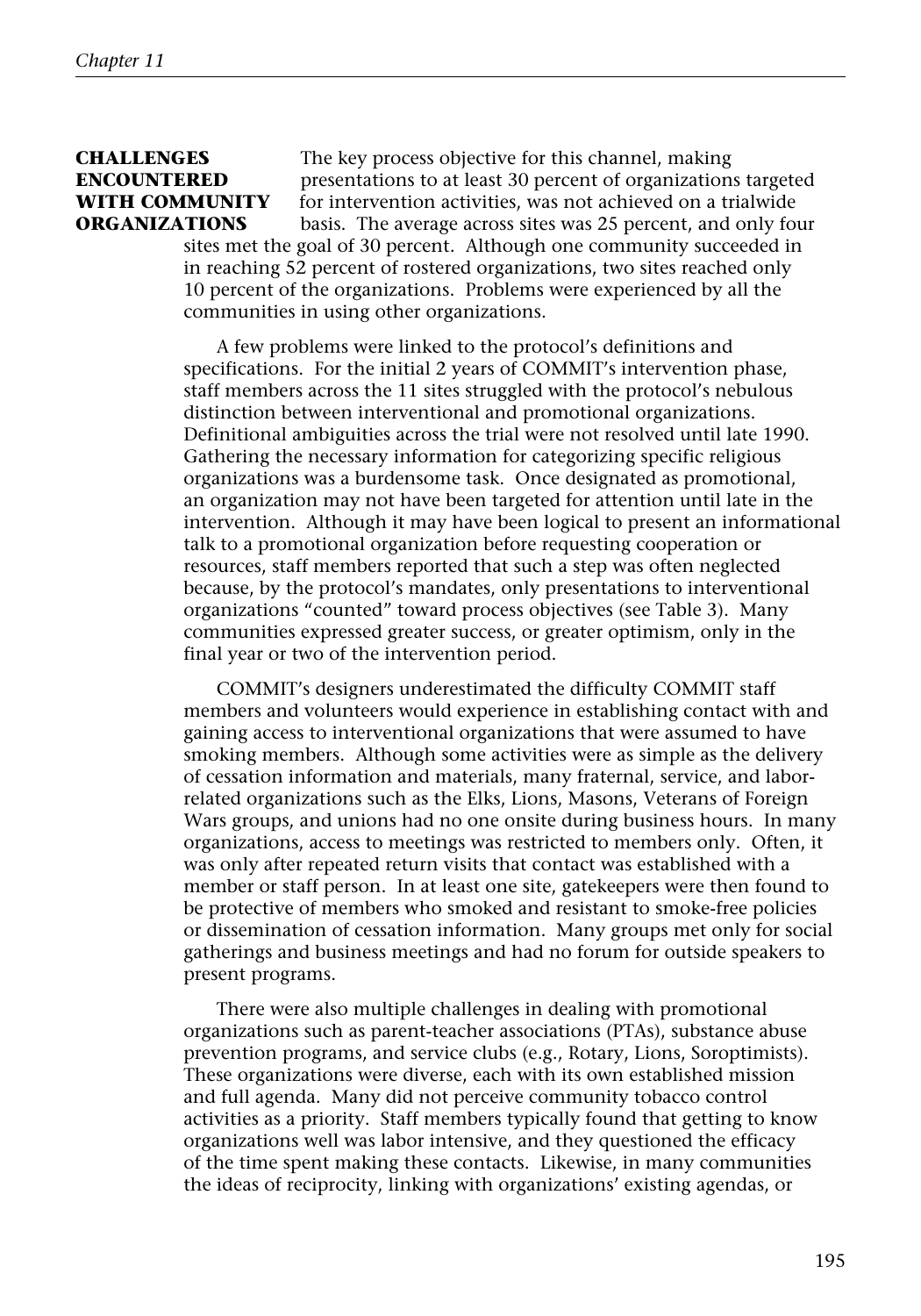## CHALLENGES ENCOUNTERED WITH COMMUNITY ORGANIZATIONS

The key process objective for this channel, making presentations to at least 30 percent of organizations targeted for intervention activities, was not achieved on a trialwide basis. The average across sites was 25 percent, and only four sites met the goal of 30 percent. Although one community succeeded in in reaching 52 percent of rostered organizations, two sites reached only 10 percent of the organizations. Problems were experienced by all the communities in using other organizations.

A few problems were linked to the protocol's definitions and specifications. For the initial 2 years of COMMIT's intervention phase, staff members across the 11 sites struggled with the protocol's nebulous distinction between interventional and promotional organizations. Definitional ambiguities across the trial were not resolved until late 1990. Gathering the necessary information for categorizing specific religious organizations was a burdensome task. Once designated as promotional, an organization may not have been targeted for attention until late in the intervention. Although it may have been logical to present an informational talk to a promotional organization before requesting cooperation or resources, staff members reported that such a step was often neglected because, by the protocol's mandates, only presentations to interventional organizations "counted" toward process objectives (see Table 3). Many communities expressed greater success, or greater optimism, only in the final year or two of the intervention period.

COMMIT's designers underestimated the difficulty COMMIT staff members and volunteers would experience in establishing contact with and gaining access to interventional organizations that were assumed to have smoking members. Although some activities were as simple as the delivery of cessation information and materials, many fraternal, service, and labor-related organizations such as the Elks, Lions, Masons, Veterans of Foreign Wars groups, and unions had no one onsite during business hours. In many organizations, access to meetings was restricted to members only. Often, it was only after repeated return visits that contact was established with a member or staff person. In at least one site, gatekeepers were then found to be protective of members who smoked and resistant to smoke-free policies or dissemination of cessation information. Many groups met only for social gatherings and business meetings and had no forum for outside speakers to present programs.

There were also multiple challenges in dealing with promotional organizations such as parent-teacher associations (PTAs), substance abuse prevention programs, and service clubs (e.g., Rotary, Lions, Soroptimists). These organizations were diverse, each with its own established mission and full agenda. Many did not perceive community tobacco control activities as a priority. Staff members typically found that getting to know organizations well was labor intensive, and they questioned the efficacy of the time spent making these contacts. Likewise, in many communities the ideas of reciprocity, linking with organizations' existing agendas, or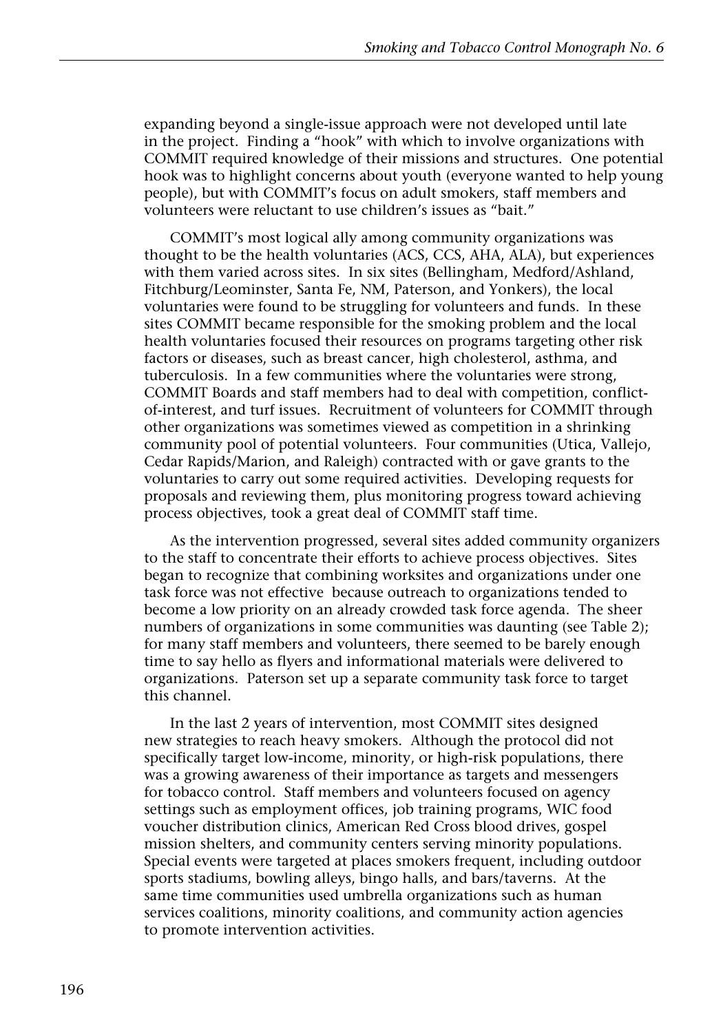expanding beyond a single-issue approach were not developed until late in the project. Finding a "hook" with which to involve organizations with COMMIT required knowledge of their missions and structures. One potential hook was to highlight concerns about youth (everyone wanted to help young people), but with COMMIT's focus on adult smokers, staff members and volunteers were reluctant to use children's issues as "bait."

COMMIT's most logical ally among community organizations was thought to be the health voluntaries (ACS, CCS, AHA, ALA), but experiences with them varied across sites. In six sites (Bellingham, Medford/Ashland, Fitchburg/Leominster, Santa Fe, NM, Paterson, and Yonkers), the local voluntaries were found to be struggling for volunteers and funds. In these sites COMMIT became responsible for the smoking problem and the local health voluntaries focused their resources on programs targeting other risk factors or diseases, such as breast cancer, high cholesterol, asthma, and tuberculosis. In a few communities where the voluntaries were strong, COMMIT Boards and staff members had to deal with competition, conflict-of-interest, and turf issues. Recruitment of volunteers for COMMIT through other organizations was sometimes viewed as competition in a shrinking community pool of potential volunteers. Four communities (Utica, Vallejo, Cedar Rapids/Marion, and Raleigh) contracted with or gave grants to the voluntaries to carry out some required activities. Developing requests for proposals and reviewing them, plus monitoring progress toward achieving process objectives, took a great deal of COMMIT staff time.

As the intervention progressed, several sites added community organizers to the staff to concentrate their efforts to achieve process objectives. Sites began to recognize that combining worksites and organizations under one task force was not effective because outreach to organizations tended to become a low priority on an already crowded task force agenda. The sheer numbers of organizations in some communities was daunting (see Table 2); for many staff members and volunteers, there seemed to be barely enough time to say hello as flyers and informational materials were delivered to organizations. Paterson set up a separate community task force to target this channel.

In the last 2 years of intervention, most COMMIT sites designed new strategies to reach heavy smokers. Although the protocol did not specifically target low-income, minority, or high-risk populations, there was a growing awareness of their importance as targets and messengers for tobacco control. Staff members and volunteers focused on agency settings such as employment offices, job training programs, WIC food voucher distribution clinics, American Red Cross blood drives, gospel mission shelters, and community centers serving minority populations. Special events were targeted at places smokers frequent, including outdoor sports stadiums, bowling alleys, bingo halls, and bars/taverns. At the same time communities used umbrella organizations such as human services coalitions, minority coalitions, and community action agencies to promote intervention activities.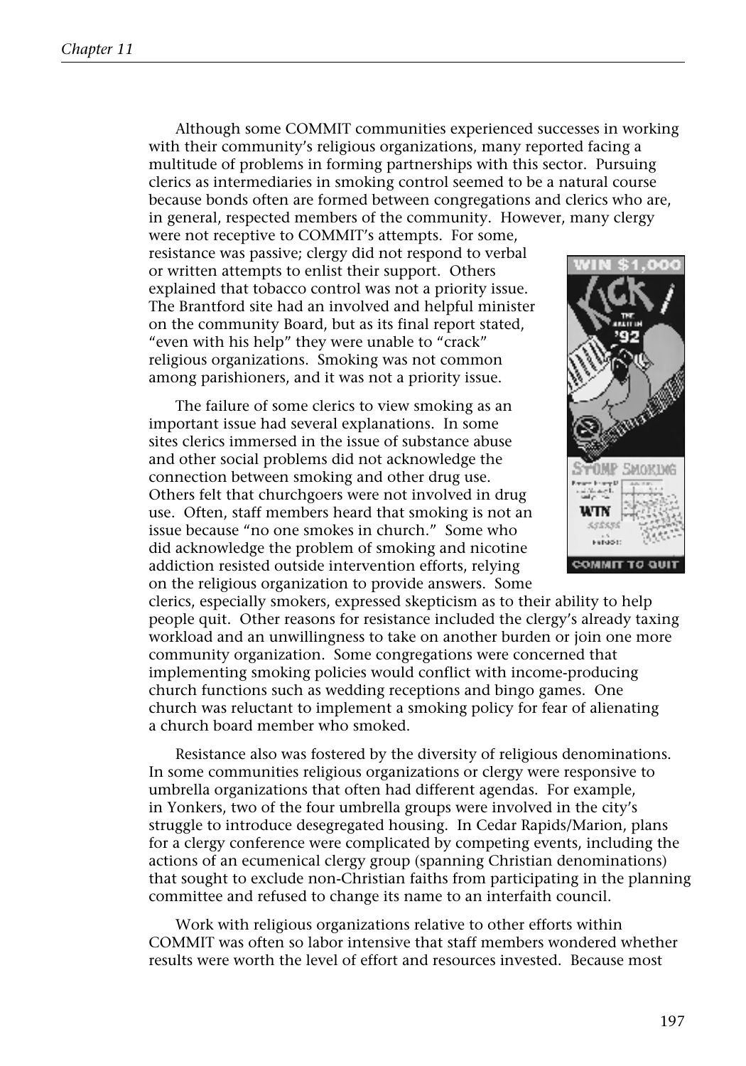Although some COMMIT communities experienced successes in working with their community's religious organizations, many reported facing a multitude of problems in forming partnerships with this sector. Pursuing clerics as intermediaries in smoking control seemed to be a natural course because bonds often are formed between congregations and clerics who are, in general, respected members of the community. However, many clergy were not receptive to COMMIT's attempts. For some, resistance was passive; clergy did not respond to verbal or written attempts to enlist their support. Others explained that tobacco control was not a priority issue. The Brantford site had an involved and helpful minister on the community Board, but as its final report stated, "even with his help" they were unable to "crack" religious organizations. Smoking was not common among parishioners, and it was not a priority issue.

The failure of some clerics to view smoking as an important issue had several explanations. In some sites clerics immersed in the issue of substance abuse and other social problems did not acknowledge the connection between smoking and other drug use. Others felt that churchgoers were not involved in drug use. Often, staff members heard that smoking is not an issue because "no one smokes in church." Some who did acknowledge the problem of smoking and nicotine addiction resisted outside intervention efforts, relying on the religious organization to provide answers. Some clerics, especially smokers, expressed skepticism as to their ability to help people quit. Other reasons for resistance included the clergy's already taxing workload and an unwillingness to take on another burden or join one more community organization. Some congregations were concerned that implementing smoking policies would conflict with income-producing church functions such as wedding receptions and bingo games. One church was reluctant to implement a smoking policy for fear of alienating a church board member who smoked.

Resistance also was fostered by the diversity of religious denominations. In some communities religious organizations or clergy were responsive to umbrella organizations that often had different agendas. For example, in Yonkers, two of the four umbrella groups were involved in the city's struggle to introduce desegregated housing. In Cedar Rapids/Marion, plans for a clergy conference were complicated by competing events, including the actions of an ecumenical clergy group (spanning Christian denominations) that sought to exclude non-Christian faiths from participating in the planning committee and refused to change its name to an interfaith council.

Work with religious organizations relative to other efforts within COMMIT was often so labor intensive that staff members wondered whether results were worth the level of effort and resources invested. Because most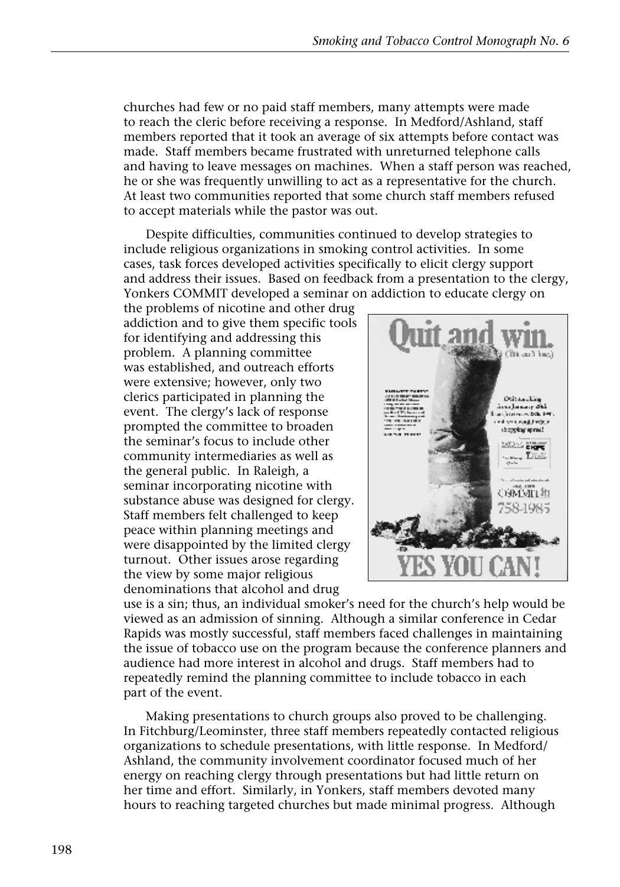churches had few or no paid staff members, many attempts were made to reach the cleric before receiving a response. In Medford/Ashland, staff members reported that it took an average of six attempts before contact was made. Staff members became frustrated with unreturned telephone calls and having to leave messages on machines. When a staff person was reached, he or she was frequently unwilling to act as a representative for the church. At least two communities reported that some church staff members refused to accept materials while the pastor was out.

Despite difficulties, communities continued to develop strategies to include religious organizations in smoking control activities. In some cases, task forces developed activities specifically to elicit clergy support and address their issues. Based on feedback from a presentation to the clergy, Yonkers COMMIT developed a seminar on addiction to educate clergy on the problems of nicotine and other drug addiction and to give them specific tools for identifying and addressing this problem. A planning committee was established, and outreach efforts were extensive; however, only two clerics participated in planning the event. The clergy's lack of response prompted the committee to broaden the seminar's focus to include other community intermediaries as well as the general public. In Raleigh, a seminar incorporating nicotine with substance abuse was designed for clergy. Staff members felt challenged to keep peace within planning meetings and were disappointed by the limited clergy turnout. Other issues arose regarding the view by some major religious denominations that alcohol and drug use is a sin; thus, an individual smoker's need for the church's help would be viewed as an admission of sinning. Although a similar conference in Cedar Rapids was mostly successful, staff members faced challenges in maintaining the issue of tobacco use on the program because the conference planners and audience had more interest in alcohol and drugs. Staff members had to repeatedly remind the planning committee to include tobacco in each part of the event.

Making presentations to church groups also proved to be challenging. In Fitchburg/Leominster, three staff members repeatedly contacted religious organizations to schedule presentations, with little response. In Medford/Ashland, the community involvement coordinator focused much of her energy on reaching clergy through presentations but had little return on her time and effort. Similarly, in Yonkers, staff members devoted many hours to reaching targeted churches but made minimal progress. Although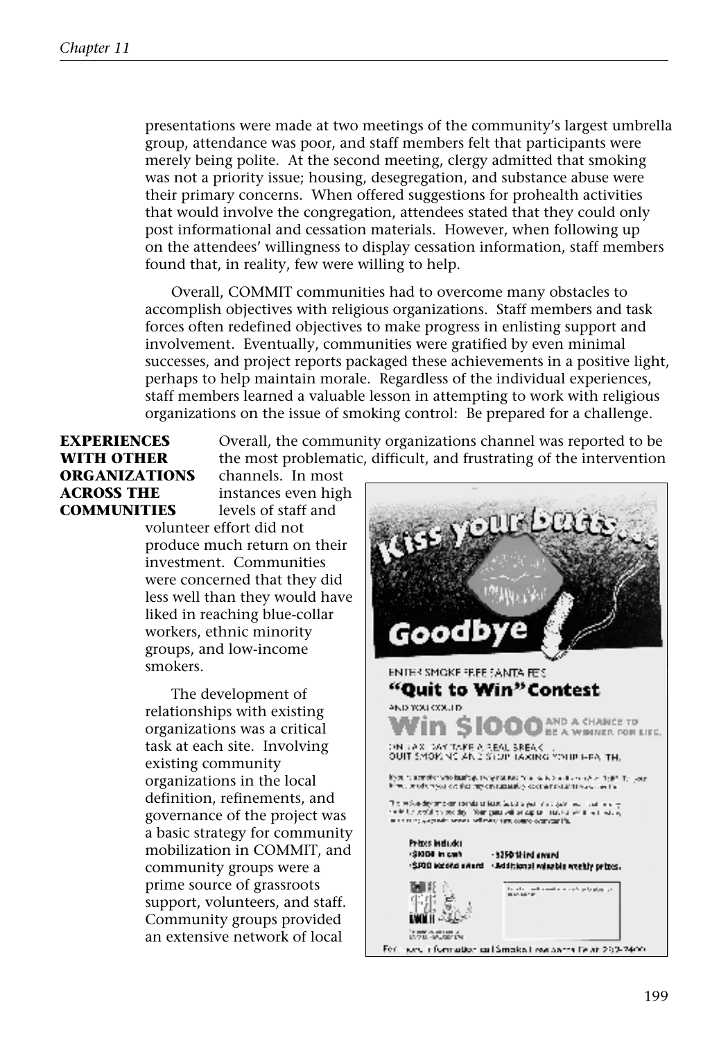presentations were made at two meetings of the community's largest umbrella group, attendance was poor, and staff members felt that participants were merely being polite. At the second meeting, clergy admitted that smoking was not a priority issue; housing, desegregation, and substance abuse were their primary concerns. When offered suggestions for prohealth activities that would involve the congregation, attendees stated that they could only post informational and cessation materials. However, when following up on the attendees' willingness to display cessation information, staff members found that, in reality, few were willing to help.

Overall, COMMIT communities had to overcome many obstacles to accomplish objectives with religious organizations. Staff members and task forces often redefined objectives to make progress in enlisting support and involvement. Eventually, communities were gratified by even minimal successes, and project reports packaged these achievements in a positive light, perhaps to help maintain morale. Regardless of the individual experiences, staff members learned a valuable lesson in attempting to work with religious organizations on the issue of smoking control: Be prepared for a challenge.

## EXPERIENCES WITH OTHER ORGANIZATIONS ACROSS THE COMMUNITIES

Overall, the community organizations channel was reported to be the most problematic, difficult, and frustrating of the intervention channels. In most instances even high levels of staff and volunteer effort did not produce much return on their investment. Communities were concerned that they did less well than they would have liked in reaching blue-collar workers, ethnic minority groups, and low-income smokers.

The development of relationships with existing organizations was a critical task at each site. Involving existing community organizations in the local definition, refinements, and governance of the project was a basic strategy for community mobilization in COMMIT, and community groups were a prime source of grassroots support, volunteers, and staff. Community groups provided an extensive network of local

Kiss your butts...
Goodbye
ENTER SMOKE FREE SANTA FE'S
"Quit to Win" Contest
AND YOU COULD
Win $1000 AND A CHANCE TO BE A WINNER FOR LIFE.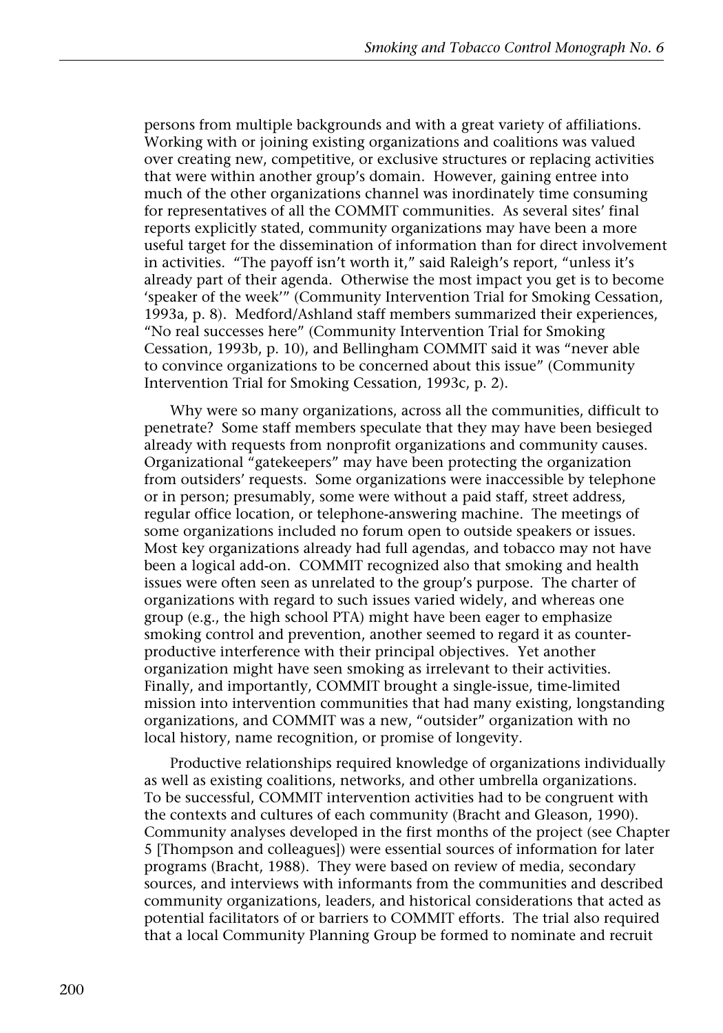persons from multiple backgrounds and with a great variety of affiliations. Working with or joining existing organizations and coalitions was valued over creating new, competitive, or exclusive structures or replacing activities that were within another group's domain. However, gaining entree into much of the other organizations channel was inordinately time consuming for representatives of all the COMMIT communities. As several sites' final reports explicitly stated, community organizations may have been a more useful target for the dissemination of information than for direct involvement in activities. "The payoff isn't worth it," said Raleigh's report, "unless it's already part of their agenda. Otherwise the most impact you get is to become 'speaker of the week'" (Community Intervention Trial for Smoking Cessation, 1993a, p. 8). Medford/Ashland staff members summarized their experiences, "No real successes here" (Community Intervention Trial for Smoking Cessation, 1993b, p. 10), and Bellingham COMMIT said it was "never able to convince organizations to be concerned about this issue" (Community Intervention Trial for Smoking Cessation, 1993c, p. 2).

Why were so many organizations, across all the communities, difficult to penetrate? Some staff members speculate that they may have been besieged already with requests from nonprofit organizations and community causes. Organizational "gatekeepers" may have been protecting the organization from outsiders' requests. Some organizations were inaccessible by telephone or in person; presumably, some were without a paid staff, street address, regular office location, or telephone-answering machine. The meetings of some organizations included no forum open to outside speakers or issues. Most key organizations already had full agendas, and tobacco may not have been a logical add-on. COMMIT recognized also that smoking and health issues were often seen as unrelated to the group's purpose. The charter of organizations with regard to such issues varied widely, and whereas one group (e.g., the high school PTA) might have been eager to emphasize smoking control and prevention, another seemed to regard it as counterproductive interference with their principal objectives. Yet another organization might have seen smoking as irrelevant to their activities. Finally, and importantly, COMMIT brought a single-issue, time-limited mission into intervention communities that had many existing, longstanding organizations, and COMMIT was a new, "outsider" organization with no local history, name recognition, or promise of longevity.

Productive relationships required knowledge of organizations individually as well as existing coalitions, networks, and other umbrella organizations. To be successful, COMMIT intervention activities had to be congruent with the contexts and cultures of each community (Bracht and Gleason, 1990). Community analyses developed in the first months of the project (see Chapter 5 [Thompson and colleagues]) were essential sources of information for later programs (Bracht, 1988). They were based on review of media, secondary sources, and interviews with informants from the communities and described community organizations, leaders, and historical considerations that acted as potential facilitators of or barriers to COMMIT efforts. The trial also required that a local Community Planning Group be formed to nominate and recruit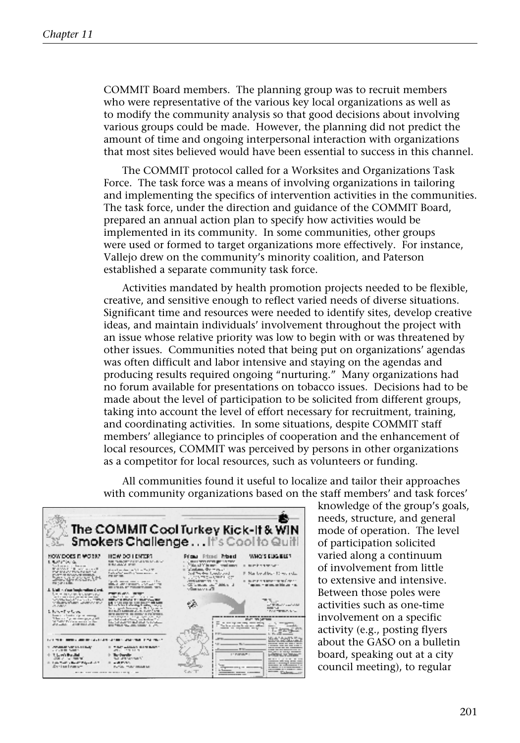COMMIT Board members. The planning group was to recruit members who were representative of the various key local organizations as well as to modify the community analysis so that good decisions about involving various groups could be made. However, the planning did not predict the amount of time and ongoing interpersonal interaction with organizations that most sites believed would have been essential to success in this channel.

The COMMIT protocol called for a Worksites and Organizations Task Force. The task force was a means of involving organizations in tailoring and implementing the specifics of intervention activities in the communities. The task force, under the direction and guidance of the COMMIT Board, prepared an annual action plan to specify how activities would be implemented in its community. In some communities, other groups were used or formed to target organizations more effectively. For instance, Vallejo drew on the community's minority coalition, and Paterson established a separate community task force.

Activities mandated by health promotion projects needed to be flexible, creative, and sensitive enough to reflect varied needs of diverse situations. Significant time and resources were needed to identify sites, develop creative ideas, and maintain individuals' involvement throughout the project with an issue whose relative priority was low to begin with or was threatened by other issues. Communities noted that being put on organizations' agendas was often difficult and labor intensive and staying on the agendas and producing results required ongoing "nurturing." Many organizations had no forum available for presentations on tobacco issues. Decisions had to be made about the level of participation to be solicited from different groups, taking into account the level of effort necessary for recruitment, training, and coordinating activities. In some situations, despite COMMIT staff members' allegiance to principles of cooperation and the enhancement of local resources, COMMIT was perceived by persons in other organizations as a competitor for local resources, such as volunteers or funding.

All communities found it useful to localize and tailor their approaches with community organizations based on the staff members' and task forces' knowledge of the group's goals, needs, structure, and general mode of operation. The level of participation solicited varied along a continuum of involvement from little to extensive and intensive. Between those poles were activities such as one-time involvement on a specific activity (e.g., posting flyers about the GASO on a bulletin board, speaking out at a city council meeting), to regular

The COMMIT Cool Turkey Kick-It & WIN Smokers Challenge . . . It's Cool to Quit!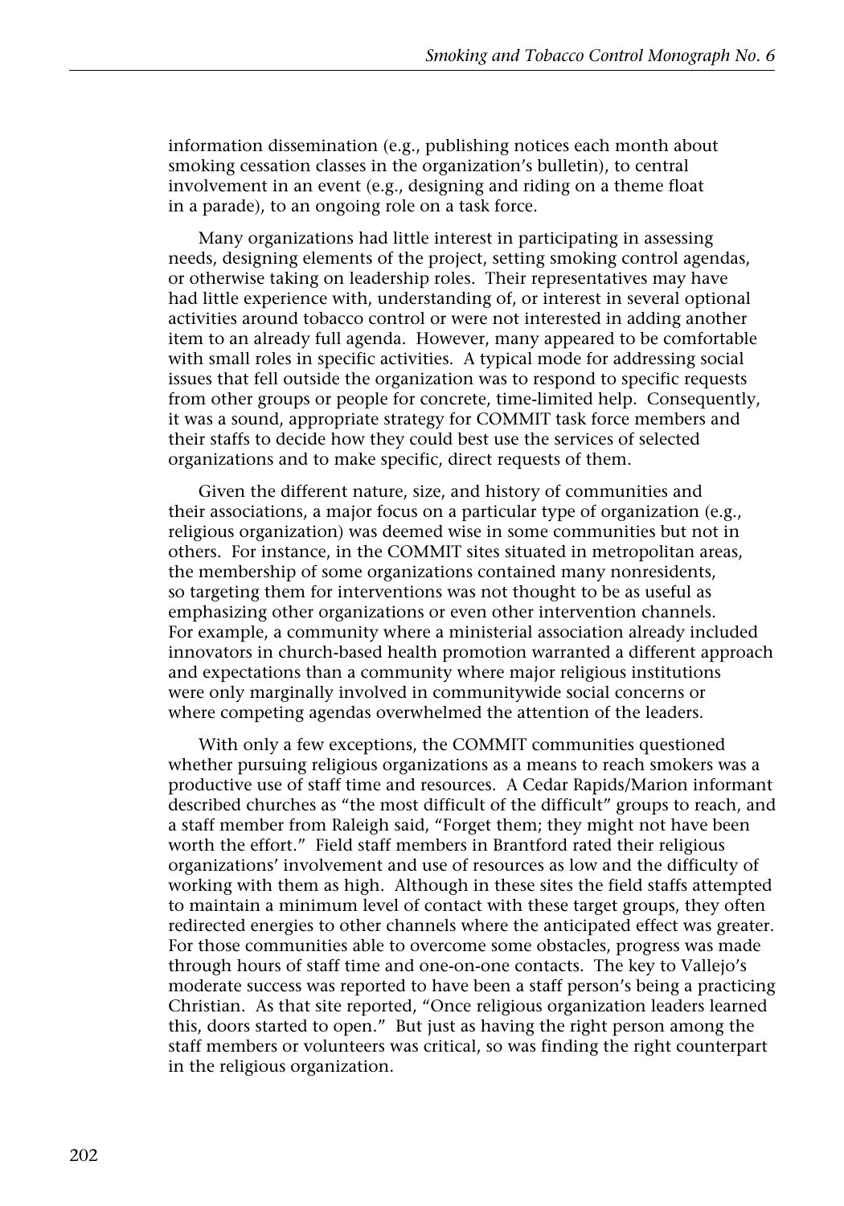information dissemination (e.g., publishing notices each month about smoking cessation classes in the organization's bulletin), to central involvement in an event (e.g., designing and riding on a theme float in a parade), to an ongoing role on a task force.

Many organizations had little interest in participating in assessing needs, designing elements of the project, setting smoking control agendas, or otherwise taking on leadership roles. Their representatives may have had little experience with, understanding of, or interest in several optional activities around tobacco control or were not interested in adding another item to an already full agenda. However, many appeared to be comfortable with small roles in specific activities. A typical mode for addressing social issues that fell outside the organization was to respond to specific requests from other groups or people for concrete, time-limited help. Consequently, it was a sound, appropriate strategy for COMMIT task force members and their staffs to decide how they could best use the services of selected organizations and to make specific, direct requests of them.

Given the different nature, size, and history of communities and their associations, a major focus on a particular type of organization (e.g., religious organization) was deemed wise in some communities but not in others. For instance, in the COMMIT sites situated in metropolitan areas, the membership of some organizations contained many nonresidents, so targeting them for interventions was not thought to be as useful as emphasizing other organizations or even other intervention channels. For example, a community where a ministerial association already included innovators in church-based health promotion warranted a different approach and expectations than a community where major religious institutions were only marginally involved in communitywide social concerns or where competing agendas overwhelmed the attention of the leaders.

With only a few exceptions, the COMMIT communities questioned whether pursuing religious organizations as a means to reach smokers was a productive use of staff time and resources. A Cedar Rapids/Marion informant described churches as "the most difficult of the difficult" groups to reach, and a staff member from Raleigh said, "Forget them; they might not have been worth the effort." Field staff members in Brantford rated their religious organizations' involvement and use of resources as low and the difficulty of working with them as high. Although in these sites the field staffs attempted to maintain a minimum level of contact with these target groups, they often redirected energies to other channels where the anticipated effect was greater. For those communities able to overcome some obstacles, progress was made through hours of staff time and one-on-one contacts. The key to Vallejo's moderate success was reported to have been a staff person's being a practicing Christian. As that site reported, "Once religious organization leaders learned this, doors started to open." But just as having the right person among the staff members or volunteers was critical, so was finding the right counterpart in the religious organization.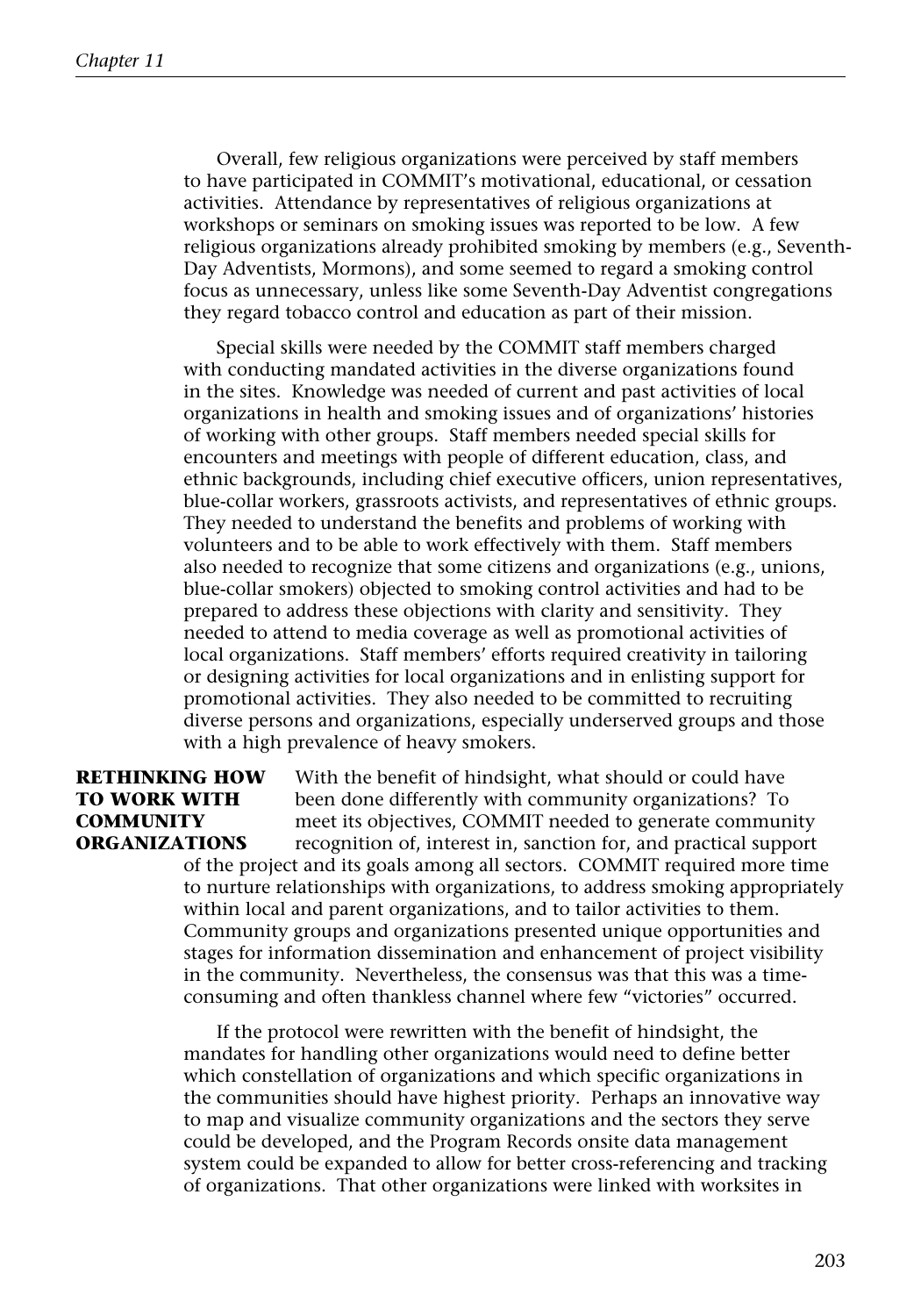Overall, few religious organizations were perceived by staff members to have participated in COMMIT's motivational, educational, or cessation activities. Attendance by representatives of religious organizations at workshops or seminars on smoking issues was reported to be low. A few religious organizations already prohibited smoking by members (e.g., Seventh-Day Adventists, Mormons), and some seemed to regard a smoking control focus as unnecessary, unless like some Seventh-Day Adventist congregations they regard tobacco control and education as part of their mission.

Special skills were needed by the COMMIT staff members charged with conducting mandated activities in the diverse organizations found in the sites. Knowledge was needed of current and past activities of local organizations in health and smoking issues and of organizations' histories of working with other groups. Staff members needed special skills for encounters and meetings with people of different education, class, and ethnic backgrounds, including chief executive officers, union representatives, blue-collar workers, grassroots activists, and representatives of ethnic groups. They needed to understand the benefits and problems of working with volunteers and to be able to work effectively with them. Staff members also needed to recognize that some citizens and organizations (e.g., unions, blue-collar smokers) objected to smoking control activities and had to be prepared to address these objections with clarity and sensitivity. They needed to attend to media coverage as well as promotional activities of local organizations. Staff members' efforts required creativity in tailoring or designing activities for local organizations and in enlisting support for promotional activities. They also needed to be committed to recruiting diverse persons and organizations, especially underserved groups and those with a high prevalence of heavy smokers.

## RETHINKING HOW TO WORK WITH COMMUNITY ORGANIZATIONS

With the benefit of hindsight, what should or could have been done differently with community organizations? To meet its objectives, COMMIT needed to generate community recognition of, interest in, sanction for, and practical support of the project and its goals among all sectors. COMMIT required more time to nurture relationships with organizations, to address smoking appropriately within local and parent organizations, and to tailor activities to them. Community groups and organizations presented unique opportunities and stages for information dissemination and enhancement of project visibility in the community. Nevertheless, the consensus was that this was a time-consuming and often thankless channel where few "victories" occurred.

If the protocol were rewritten with the benefit of hindsight, the mandates for handling other organizations would need to define better which constellation of organizations and which specific organizations in the communities should have highest priority. Perhaps an innovative way to map and visualize community organizations and the sectors they serve could be developed, and the Program Records onsite data management system could be expanded to allow for better cross-referencing and tracking of organizations. That other organizations were linked with worksites in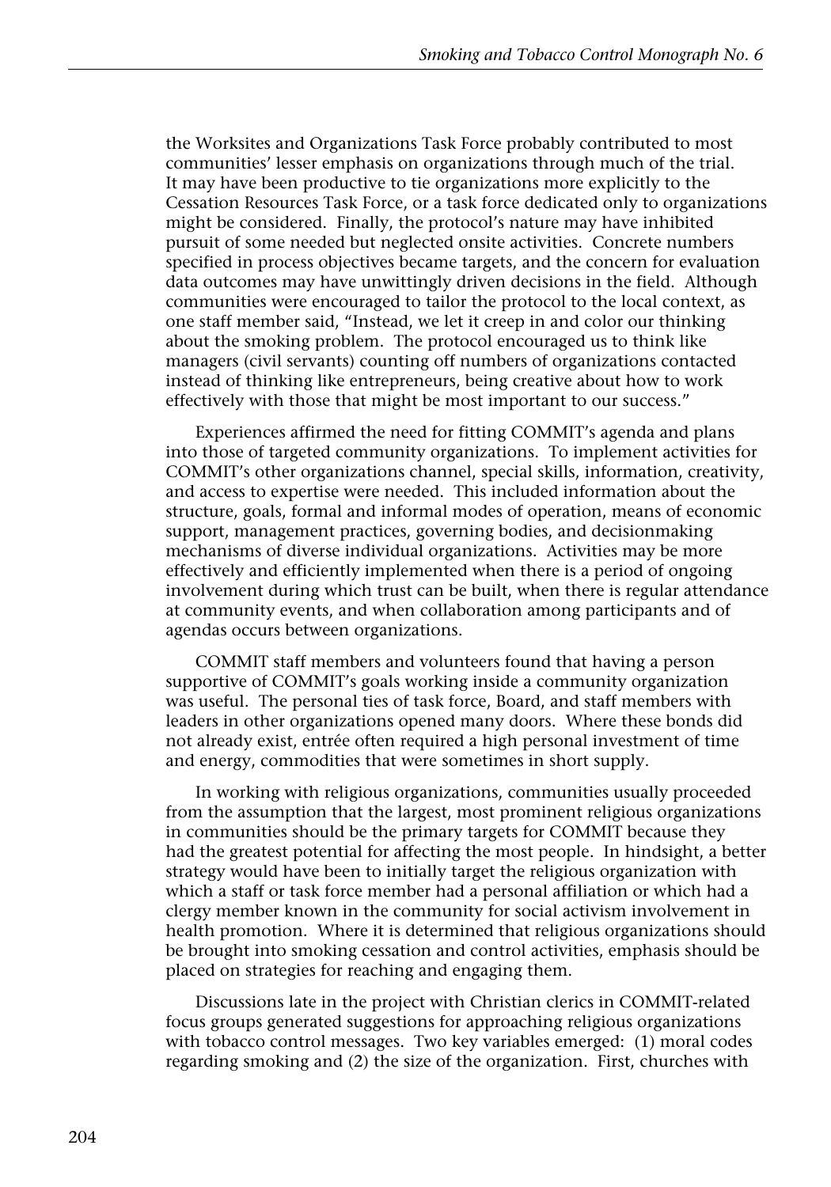the Worksites and Organizations Task Force probably contributed to most communities' lesser emphasis on organizations through much of the trial. It may have been productive to tie organizations more explicitly to the Cessation Resources Task Force, or a task force dedicated only to organizations might be considered. Finally, the protocol's nature may have inhibited pursuit of some needed but neglected onsite activities. Concrete numbers specified in process objectives became targets, and the concern for evaluation data outcomes may have unwittingly driven decisions in the field. Although communities were encouraged to tailor the protocol to the local context, as one staff member said, "Instead, we let it creep in and color our thinking about the smoking problem. The protocol encouraged us to think like managers (civil servants) counting off numbers of organizations contacted instead of thinking like entrepreneurs, being creative about how to work effectively with those that might be most important to our success."

Experiences affirmed the need for fitting COMMIT's agenda and plans into those of targeted community organizations. To implement activities for COMMIT's other organizations channel, special skills, information, creativity, and access to expertise were needed. This included information about the structure, goals, formal and informal modes of operation, means of economic support, management practices, governing bodies, and decisionmaking mechanisms of diverse individual organizations. Activities may be more effectively and efficiently implemented when there is a period of ongoing involvement during which trust can be built, when there is regular attendance at community events, and when collaboration among participants and of agendas occurs between organizations.

COMMIT staff members and volunteers found that having a person supportive of COMMIT's goals working inside a community organization was useful. The personal ties of task force, Board, and staff members with leaders in other organizations opened many doors. Where these bonds did not already exist, entrée often required a high personal investment of time and energy, commodities that were sometimes in short supply.

In working with religious organizations, communities usually proceeded from the assumption that the largest, most prominent religious organizations in communities should be the primary targets for COMMIT because they had the greatest potential for affecting the most people. In hindsight, a better strategy would have been to initially target the religious organization with which a staff or task force member had a personal affiliation or which had a clergy member known in the community for social activism involvement in health promotion. Where it is determined that religious organizations should be brought into smoking cessation and control activities, emphasis should be placed on strategies for reaching and engaging them.

Discussions late in the project with Christian clerics in COMMIT-related focus groups generated suggestions for approaching religious organizations with tobacco control messages. Two key variables emerged: (1) moral codes regarding smoking and (2) the size of the organization. First, churches with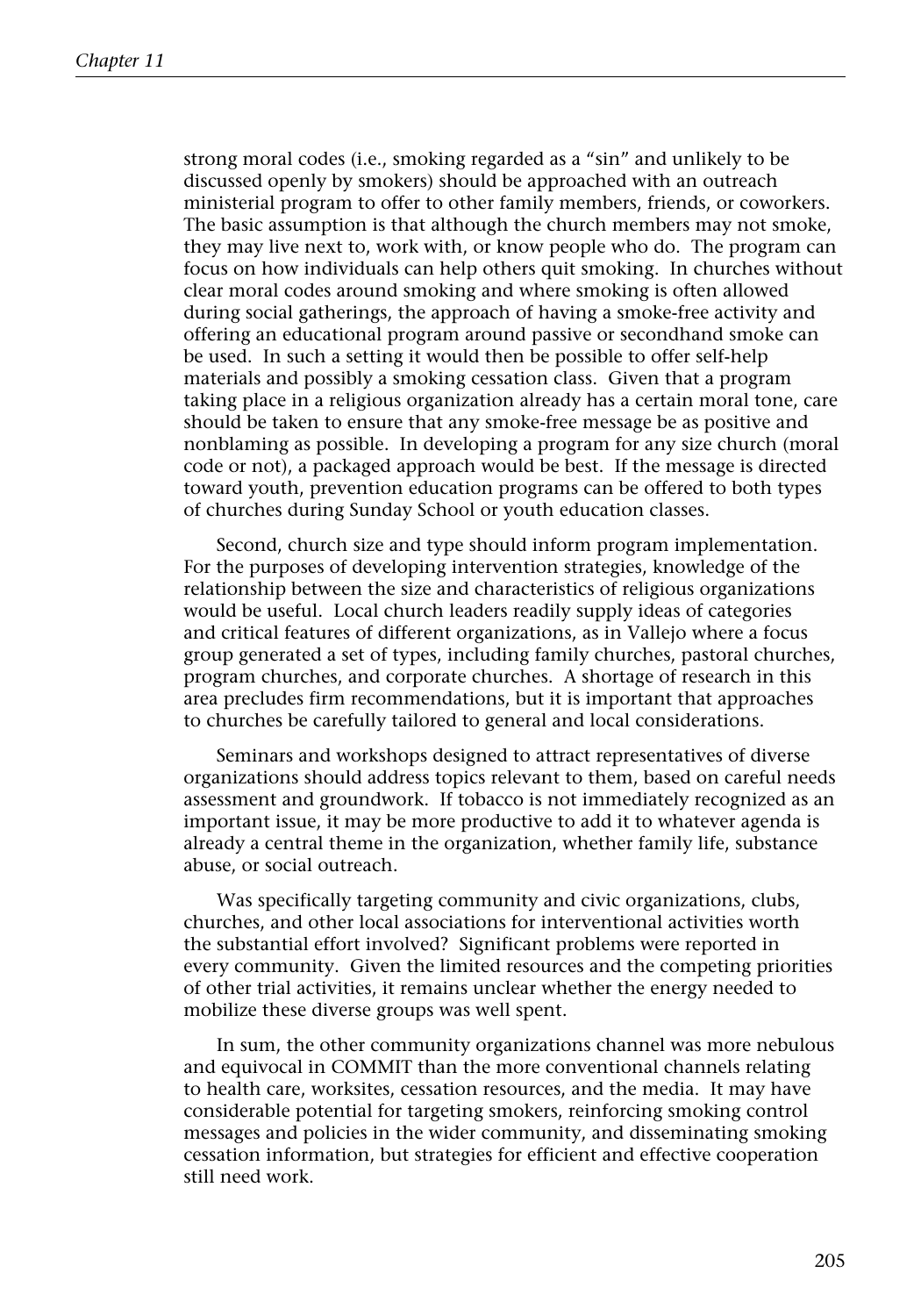strong moral codes (i.e., smoking regarded as a "sin" and unlikely to be discussed openly by smokers) should be approached with an outreach ministerial program to offer to other family members, friends, or coworkers. The basic assumption is that although the church members may not smoke, they may live next to, work with, or know people who do. The program can focus on how individuals can help others quit smoking. In churches without clear moral codes around smoking and where smoking is often allowed during social gatherings, the approach of having a smoke-free activity and offering an educational program around passive or secondhand smoke can be used. In such a setting it would then be possible to offer self-help materials and possibly a smoking cessation class. Given that a program taking place in a religious organization already has a certain moral tone, care should be taken to ensure that any smoke-free message be as positive and nonblaming as possible. In developing a program for any size church (moral code or not), a packaged approach would be best. If the message is directed toward youth, prevention education programs can be offered to both types of churches during Sunday School or youth education classes.

Second, church size and type should inform program implementation. For the purposes of developing intervention strategies, knowledge of the relationship between the size and characteristics of religious organizations would be useful. Local church leaders readily supply ideas of categories and critical features of different organizations, as in Vallejo where a focus group generated a set of types, including family churches, pastoral churches, program churches, and corporate churches. A shortage of research in this area precludes firm recommendations, but it is important that approaches to churches be carefully tailored to general and local considerations.

Seminars and workshops designed to attract representatives of diverse organizations should address topics relevant to them, based on careful needs assessment and groundwork. If tobacco is not immediately recognized as an important issue, it may be more productive to add it to whatever agenda is already a central theme in the organization, whether family life, substance abuse, or social outreach.

Was specifically targeting community and civic organizations, clubs, churches, and other local associations for interventional activities worth the substantial effort involved? Significant problems were reported in every community. Given the limited resources and the competing priorities of other trial activities, it remains unclear whether the energy needed to mobilize these diverse groups was well spent.

In sum, the other community organizations channel was more nebulous and equivocal in COMMIT than the more conventional channels relating to health care, worksites, cessation resources, and the media. It may have considerable potential for targeting smokers, reinforcing smoking control messages and policies in the wider community, and disseminating smoking cessation information, but strategies for efficient and effective cooperation still need work.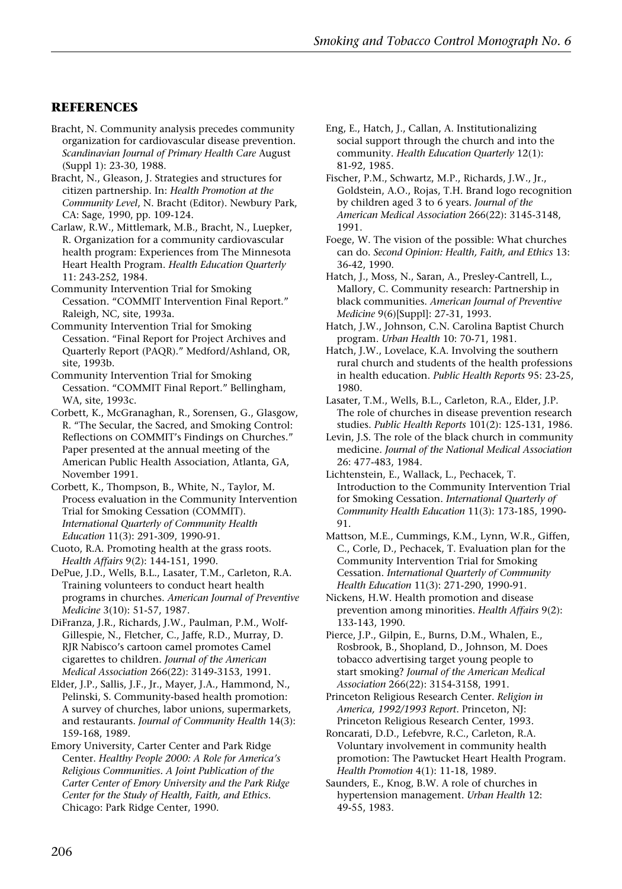## REFERENCES

Bracht, N. Community analysis precedes community organization for cardiovascular disease prevention. *Scandinavian Journal of Primary Health Care* August (Suppl 1): 23-30, 1988.

Bracht, N., Gleason, J. Strategies and structures for citizen partnership. In: *Health Promotion at the Community Level*, N. Bracht (Editor). Newbury Park, CA: Sage, 1990, pp. 109-124.

Carlaw, R.W., Mittlemark, M.B., Bracht, N., Luepker, R. Organization for a community cardiovascular health program: Experiences from The Minnesota Heart Health Program. *Health Education Quarterly* 11: 243-252, 1984.

Community Intervention Trial for Smoking Cessation. "COMMIT Intervention Final Report." Raleigh, NC, site, 1993a.

Community Intervention Trial for Smoking Cessation. "Final Report for Project Archives and Quarterly Report (PAQR)." Medford/Ashland, OR, site, 1993b.

Community Intervention Trial for Smoking Cessation. "COMMIT Final Report." Bellingham, WA, site, 1993c.

Corbett, K., McGranaghan, R., Sorensen, G., Glasgow, R. "The Secular, the Sacred, and Smoking Control: Reflections on COMMIT's Findings on Churches." Paper presented at the annual meeting of the American Public Health Association, Atlanta, GA, November 1991.

Corbett, K., Thompson, B., White, N., Taylor, M. Process evaluation in the Community Intervention Trial for Smoking Cessation (COMMIT). *International Quarterly of Community Health Education* 11(3): 291-309, 1990-91.

Cuoto, R.A. Promoting health at the grass roots. *Health Affairs* 9(2): 144-151, 1990.

DePue, J.D., Wells, B.L., Lasater, T.M., Carleton, R.A. Training volunteers to conduct heart health programs in churches. *American Journal of Preventive Medicine* 3(10): 51-57, 1987.

DiFranza, J.R., Richards, J.W., Paulman, P.M., Wolf-Gillespie, N., Fletcher, C., Jaffe, R.D., Murray, D. RJR Nabisco's cartoon camel promotes Camel cigarettes to children. *Journal of the American Medical Association* 266(22): 3149-3153, 1991.

Elder, J.P., Sallis, J.F., Jr., Mayer, J.A., Hammond, N., Pelinski, S. Community-based health promotion: A survey of churches, labor unions, supermarkets, and restaurants. *Journal of Community Health* 14(3): 159-168, 1989.

Emory University, Carter Center and Park Ridge Center. *Healthy People 2000: A Role for America's Religious Communities. A Joint Publication of the Carter Center of Emory University and the Park Ridge Center for the Study of Health, Faith, and Ethics.* Chicago: Park Ridge Center, 1990.

Eng, E., Hatch, J., Callan, A. Institutionalizing social support through the church and into the community. *Health Education Quarterly* 12(1): 81-92, 1985.

Fischer, P.M., Schwartz, M.P., Richards, J.W., Jr., Goldstein, A.O., Rojas, T.H. Brand logo recognition by children aged 3 to 6 years. *Journal of the American Medical Association* 266(22): 3145-3148, 1991.

Foege, W. The vision of the possible: What churches can do. *Second Opinion: Health, Faith, and Ethics* 13: 36-42, 1990.

Hatch, J., Moss, N., Saran, A., Presley-Cantrell, L., Mallory, C. Community research: Partnership in black communities. *American Journal of Preventive Medicine* 9(6)[Suppl]: 27-31, 1993.

Hatch, J.W., Johnson, C.N. Carolina Baptist Church program. *Urban Health* 10: 70-71, 1981.

Hatch, J.W., Lovelace, K.A. Involving the southern rural church and students of the health professions in health education. *Public Health Reports* 95: 23-25, 1980.

Lasater, T.M., Wells, B.L., Carleton, R.A., Elder, J.P. The role of churches in disease prevention research studies. *Public Health Reports* 101(2): 125-131, 1986.

Levin, J.S. The role of the black church in community medicine. *Journal of the National Medical Association* 26: 477-483, 1984.

Lichtenstein, E., Wallack, L., Pechacek, T. Introduction to the Community Intervention Trial for Smoking Cessation. *International Quarterly of Community Health Education* 11(3): 173-185, 1990-91.

Mattson, M.E., Cummings, K.M., Lynn, W.R., Giffen, C., Corle, D., Pechacek, T. Evaluation plan for the Community Intervention Trial for Smoking Cessation. *International Quarterly of Community Health Education* 11(3): 271-290, 1990-91.

Nickens, H.W. Health promotion and disease prevention among minorities. *Health Affairs* 9(2): 133-143, 1990.

Pierce, J.P., Gilpin, E., Burns, D.M., Whalen, E., Rosbrook, B., Shopland, D., Johnson, M. Does tobacco advertising target young people to start smoking? *Journal of the American Medical Association* 266(22): 3154-3158, 1991.

Princeton Religious Research Center. *Religion in America, 1992/1993 Report*. Princeton, NJ: Princeton Religious Research Center, 1993.

Roncarati, D.D., Lefebvre, R.C., Carleton, R.A. Voluntary involvement in community health promotion: The Pawtucket Heart Health Program. *Health Promotion* 4(1): 11-18, 1989.

Saunders, E., Knog, B.W. A role of churches in hypertension management. *Urban Health* 12: 49-55, 1983.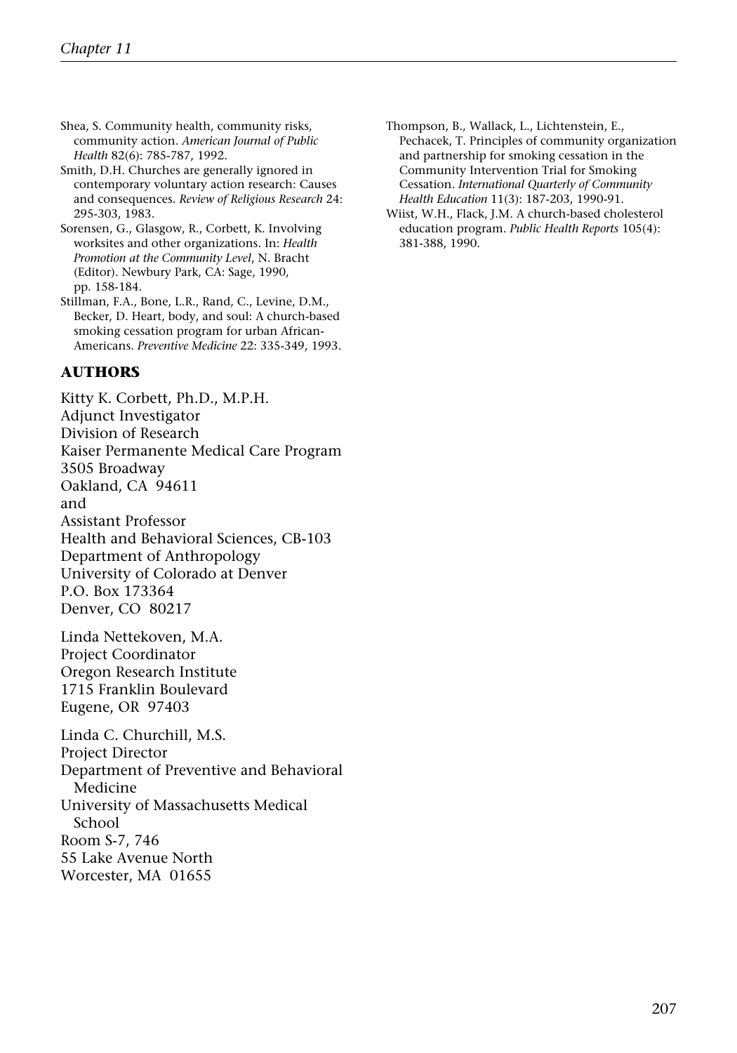Shea, S. Community health, community risks, community action. *American Journal of Public Health* 82(6): 785-787, 1992.

Smith, D.H. Churches are generally ignored in contemporary voluntary action research: Causes and consequences. *Review of Religious Research* 24: 295-303, 1983.

Sorensen, G., Glasgow, R., Corbett, K. Involving worksites and other organizations. In: *Health Promotion at the Community Level*, N. Bracht (Editor). Newbury Park, CA: Sage, 1990, pp. 158-184.

Stillman, F.A., Bone, L.R., Rand, C., Levine, D.M., Becker, D. Heart, body, and soul: A church-based smoking cessation program for urban African-Americans. *Preventive Medicine* 22: 335-349, 1993.

Thompson, B., Wallack, L., Lichtenstein, E., Pechacek, T. Principles of community organization and partnership for smoking cessation in the Community Intervention Trial for Smoking Cessation. *International Quarterly of Community Health Education* 11(3): 187-203, 1990-91.

Wiist, W.H., Flack, J.M. A church-based cholesterol education program. *Public Health Reports* 105(4): 381-388, 1990.

## AUTHORS

Kitty K. Corbett, Ph.D., M.P.H.
Adjunct Investigator
Division of Research
Kaiser Permanente Medical Care Program
3505 Broadway
Oakland, CA 94611
and
Assistant Professor
Health and Behavioral Sciences, CB-103
Department of Anthropology
University of Colorado at Denver
P.O. Box 173364
Denver, CO 80217

Linda Nettekoven, M.A.
Project Coordinator
Oregon Research Institute
1715 Franklin Boulevard
Eugene, OR 97403

Linda C. Churchill, M.S.
Project Director
Department of Preventive and Behavioral Medicine
University of Massachusetts Medical School
Room S-7, 746
55 Lake Avenue North
Worcester, MA 01655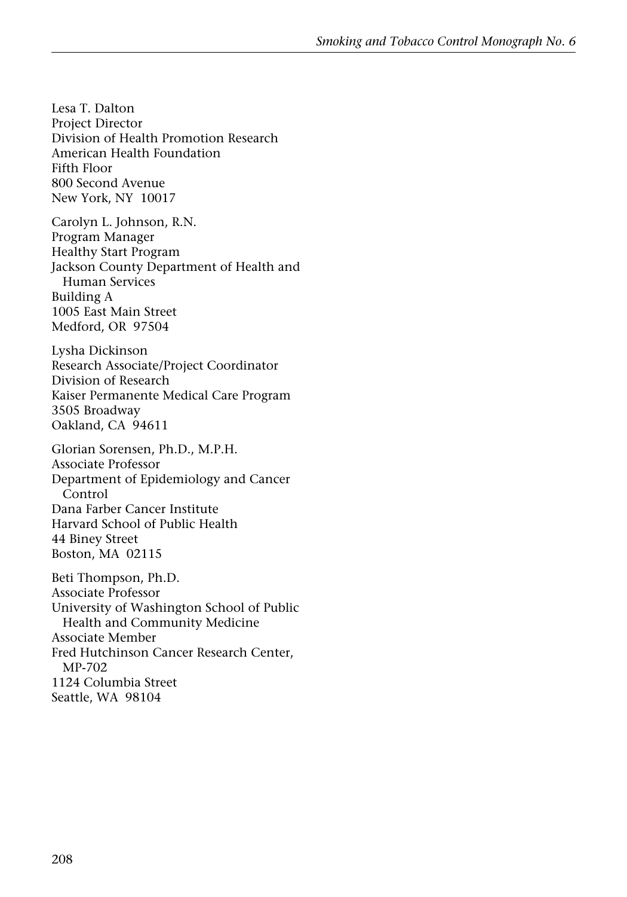Lesa T. Dalton
Project Director
Division of Health Promotion Research
American Health Foundation
Fifth Floor
800 Second Avenue
New York, NY 10017

Carolyn L. Johnson, R.N.
Program Manager
Healthy Start Program
Jackson County Department of Health and Human Services
Building A
1005 East Main Street
Medford, OR 97504

Lysha Dickinson
Research Associate/Project Coordinator
Division of Research
Kaiser Permanente Medical Care Program
3505 Broadway
Oakland, CA 94611

Glorian Sorensen, Ph.D., M.P.H.
Associate Professor
Department of Epidemiology and Cancer Control
Dana Farber Cancer Institute
Harvard School of Public Health
44 Biney Street
Boston, MA 02115

Beti Thompson, Ph.D.
Associate Professor
University of Washington School of Public Health and Community Medicine
Associate Member
Fred Hutchinson Cancer Research Center, MP-702
1124 Columbia Street
Seattle, WA 98104